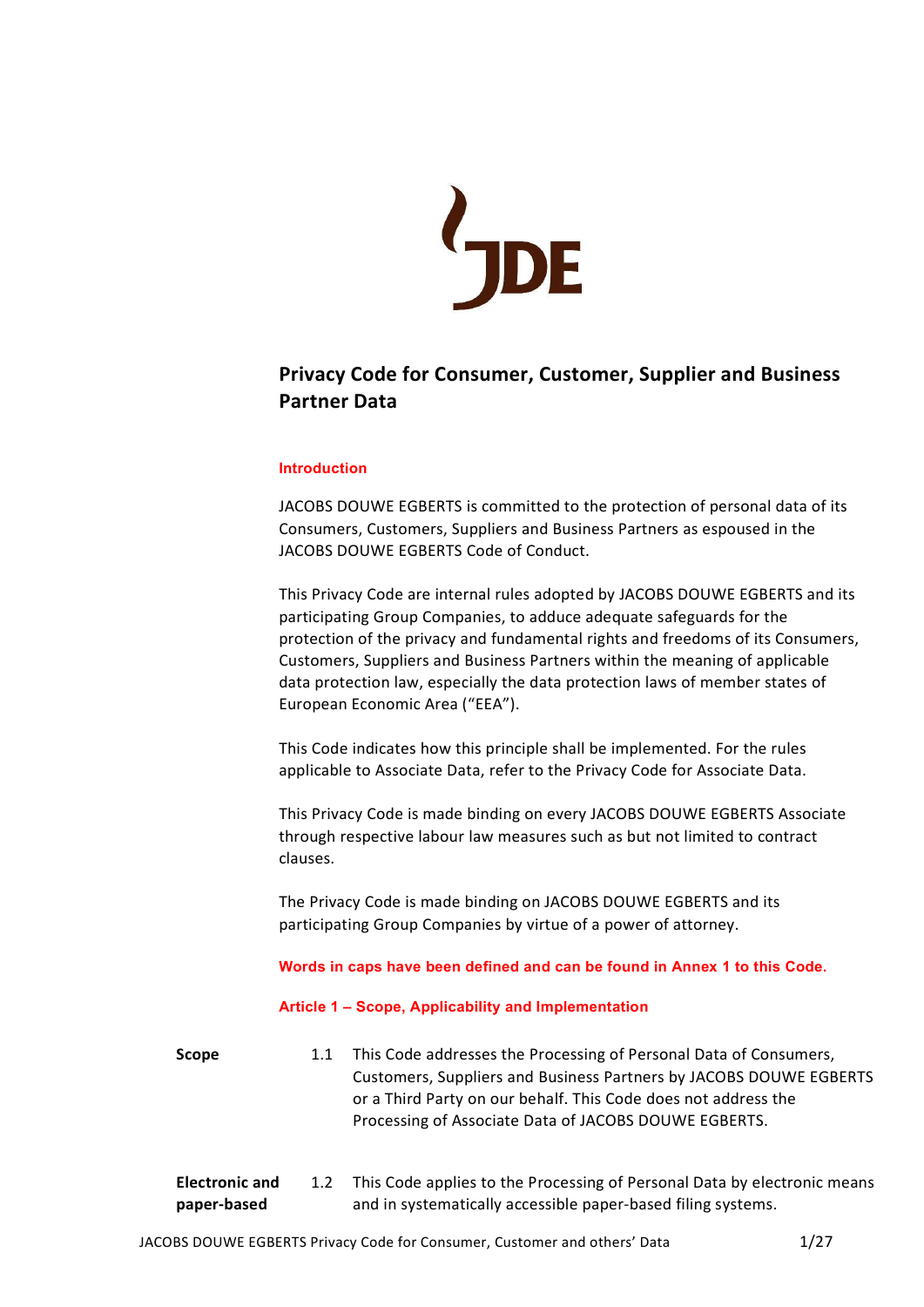# Privacy Code for Consumer, Customer, Supplier and Business Partner Data

## Introduction

JACOBS DOUWE EGBERTS is committed to the protection of personal data of its Consumers, Customers, Suppliers and Business Partners as espoused in the JACOBS DOUWE EGBERTS Code of Conduct.

This Privacy Code are internal rules adopted by JACOBS DOUWE EGBERTS and its participating Group Companies, to adduce adequate safeguards for the protection of the privacy and fundamental rights and freedoms of its Consumers, Customers, Suppliers and Business Partners within the meaning of applicable data protection law, especially the data protection laws of member states of European Economic Area ("EEA").

This Code indicates how this principle shall be implemented. For the rules applicable to Associate Data, refer to the Privacy Code for Associate Data.

This Privacy Code is made binding on every JACOBS DOUWE EGBERTS Associate through respective labour law measures such as but not limited to contract clauses.

The Privacy Code is made binding on JACOBS DOUWE EGBERTS and its participating Group Companies by virtue of a power of attorney.

**Words in caps have been defined and can be found in Annex 1 to this Code.**

## Article 1 – Scope, Applicability and Implementation

**Scope**

1.1 This Code addresses the Processing of Personal Data of Consumers, Customers, Suppliers and Business Partners by JACOBS DOUWE EGBERTS or a Third Party on our behalf. This Code does not address the Processing of Associate Data of JACOBS DOUWE EGBERTS.

**Electronic and paper-based**

1.2 This Code applies to the Processing of Personal Data by electronic means and in systematically accessible paper-based filing systems.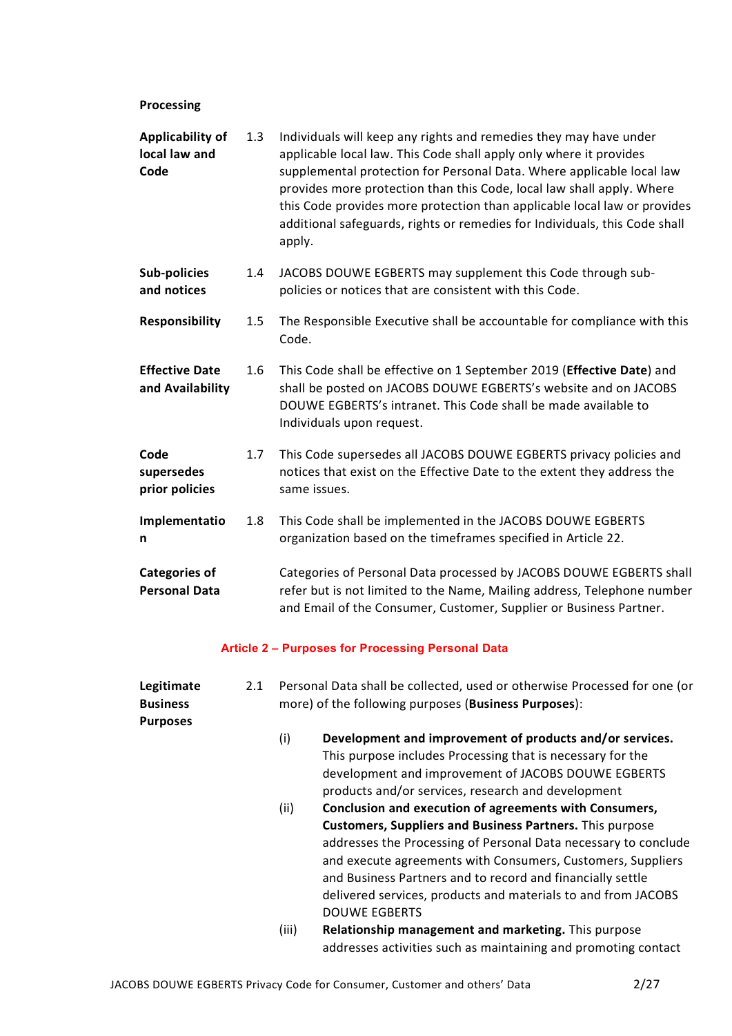**Processing**

| | | |
|---|---|---|
| **Applicability of local law and Code** | 1.3 | Individuals will keep any rights and remedies they may have under applicable local law. This Code shall apply only where it provides supplemental protection for Personal Data. Where applicable local law provides more protection than this Code, local law shall apply. Where this Code provides more protection than applicable local law or provides additional safeguards, rights or remedies for Individuals, this Code shall apply. |
| **Sub-policies and notices** | 1.4 | JACOBS DOUWE EGBERTS may supplement this Code through sub-policies or notices that are consistent with this Code. |
| **Responsibility** | 1.5 | The Responsible Executive shall be accountable for compliance with this Code. |
| **Effective Date and Availability** | 1.6 | This Code shall be effective on 1 September 2019 (**Effective Date**) and shall be posted on JACOBS DOUWE EGBERTS's website and on JACOBS DOUWE EGBERTS's intranet. This Code shall be made available to Individuals upon request. |
| **Code supersedes prior policies** | 1.7 | This Code supersedes all JACOBS DOUWE EGBERTS privacy policies and notices that exist on the Effective Date to the extent they address the same issues. |
| **Implementation** | 1.8 | This Code shall be implemented in the JACOBS DOUWE EGBERTS organization based on the timeframes specified in Article 22. |
| **Categories of Personal Data** | | Categories of Personal Data processed by JACOBS DOUWE EGBERTS shall refer but is not limited to the Name, Mailing address, Telephone number and Email of the Consumer, Customer, Supplier or Business Partner. |

## Article 2 – Purposes for Processing Personal Data

**Legitimate Business Purposes**

2.1 Personal Data shall be collected, used or otherwise Processed for one (or more) of the following purposes (**Business Purposes**):

(i) **Development and improvement of products and/or services.** This purpose includes Processing that is necessary for the development and improvement of JACOBS DOUWE EGBERTS products and/or services, research and development

(ii) **Conclusion and execution of agreements with Consumers, Customers, Suppliers and Business Partners.** This purpose addresses the Processing of Personal Data necessary to conclude and execute agreements with Consumers, Customers, Suppliers and Business Partners and to record and financially settle delivered services, products and materials to and from JACOBS DOUWE EGBERTS

(iii) **Relationship management and marketing.** This purpose addresses activities such as maintaining and promoting contact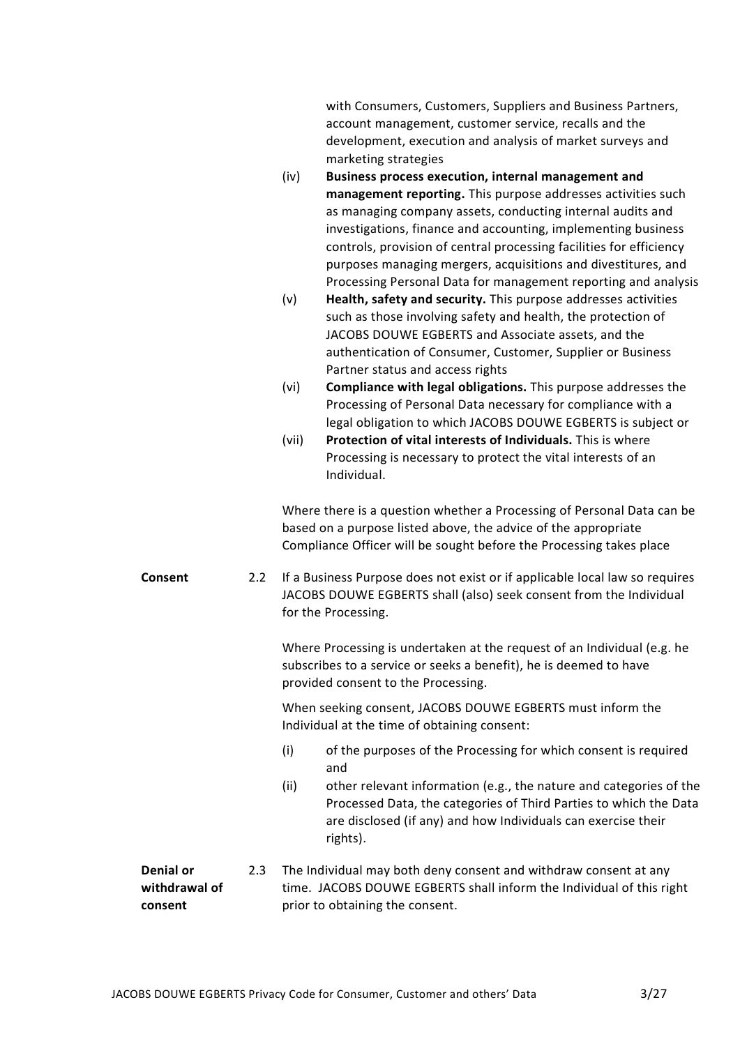with Consumers, Customers, Suppliers and Business Partners, account management, customer service, recalls and the development, execution and analysis of market surveys and marketing strategies

(iv) **Business process execution, internal management and management reporting.** This purpose addresses activities such as managing company assets, conducting internal audits and investigations, finance and accounting, implementing business controls, provision of central processing facilities for efficiency purposes managing mergers, acquisitions and divestitures, and Processing Personal Data for management reporting and analysis

(v) **Health, safety and security.** This purpose addresses activities such as those involving safety and health, the protection of JACOBS DOUWE EGBERTS and Associate assets, and the authentication of Consumer, Customer, Supplier or Business Partner status and access rights

(vi) **Compliance with legal obligations.** This purpose addresses the Processing of Personal Data necessary for compliance with a legal obligation to which JACOBS DOUWE EGBERTS is subject or

(vii) **Protection of vital interests of Individuals.** This is where Processing is necessary to protect the vital interests of an Individual.

Where there is a question whether a Processing of Personal Data can be based on a purpose listed above, the advice of the appropriate Compliance Officer will be sought before the Processing takes place

**Consent**

2.2 If a Business Purpose does not exist or if applicable local law so requires JACOBS DOUWE EGBERTS shall (also) seek consent from the Individual for the Processing.

Where Processing is undertaken at the request of an Individual (e.g. he subscribes to a service or seeks a benefit), he is deemed to have provided consent to the Processing.

When seeking consent, JACOBS DOUWE EGBERTS must inform the Individual at the time of obtaining consent:

(i) of the purposes of the Processing for which consent is required and

(ii) other relevant information (e.g., the nature and categories of the Processed Data, the categories of Third Parties to which the Data are disclosed (if any) and how Individuals can exercise their rights).

**Denial or withdrawal of consent**

2.3 The Individual may both deny consent and withdraw consent at any time. JACOBS DOUWE EGBERTS shall inform the Individual of this right prior to obtaining the consent.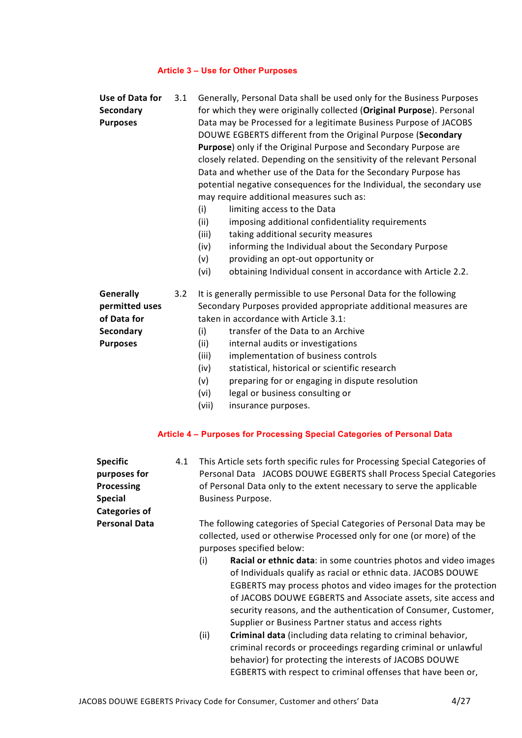## Article 3 – Use for Other Purposes

**Use of Data for Secondary Purposes**

3.1 Generally, Personal Data shall be used only for the Business Purposes for which they were originally collected (**Original Purpose**). Personal Data may be Processed for a legitimate Business Purpose of JACOBS DOUWE EGBERTS different from the Original Purpose (**Secondary Purpose**) only if the Original Purpose and Secondary Purpose are closely related. Depending on the sensitivity of the relevant Personal Data and whether use of the Data for the Secondary Purpose has potential negative consequences for the Individual, the secondary use may require additional measures such as:

(i) limiting access to the Data
(ii) imposing additional confidentiality requirements
(iii) taking additional security measures
(iv) informing the Individual about the Secondary Purpose
(v) providing an opt-out opportunity or
(vi) obtaining Individual consent in accordance with Article 2.2.

**Generally permitted uses of Data for Secondary Purposes**

3.2 It is generally permissible to use Personal Data for the following Secondary Purposes provided appropriate additional measures are taken in accordance with Article 3.1:

(i) transfer of the Data to an Archive
(ii) internal audits or investigations
(iii) implementation of business controls
(iv) statistical, historical or scientific research
(v) preparing for or engaging in dispute resolution
(vi) legal or business consulting or
(vii) insurance purposes.

## Article 4 – Purposes for Processing Special Categories of Personal Data

**Specific purposes for Processing Special Categories of Personal Data**

4.1 This Article sets forth specific rules for Processing Special Categories of Personal Data  JACOBS DOUWE EGBERTS shall Process Special Categories of Personal Data only to the extent necessary to serve the applicable Business Purpose.

The following categories of Special Categories of Personal Data may be collected, used or otherwise Processed only for one (or more) of the purposes specified below:

(i) **Racial or ethnic data**: in some countries photos and video images of Individuals qualify as racial or ethnic data. JACOBS DOUWE EGBERTS may process photos and video images for the protection of JACOBS DOUWE EGBERTS and Associate assets, site access and security reasons, and the authentication of Consumer, Customer, Supplier or Business Partner status and access rights

(ii) **Criminal data** (including data relating to criminal behavior, criminal records or proceedings regarding criminal or unlawful behavior) for protecting the interests of JACOBS DOUWE EGBERTS with respect to criminal offenses that have been or,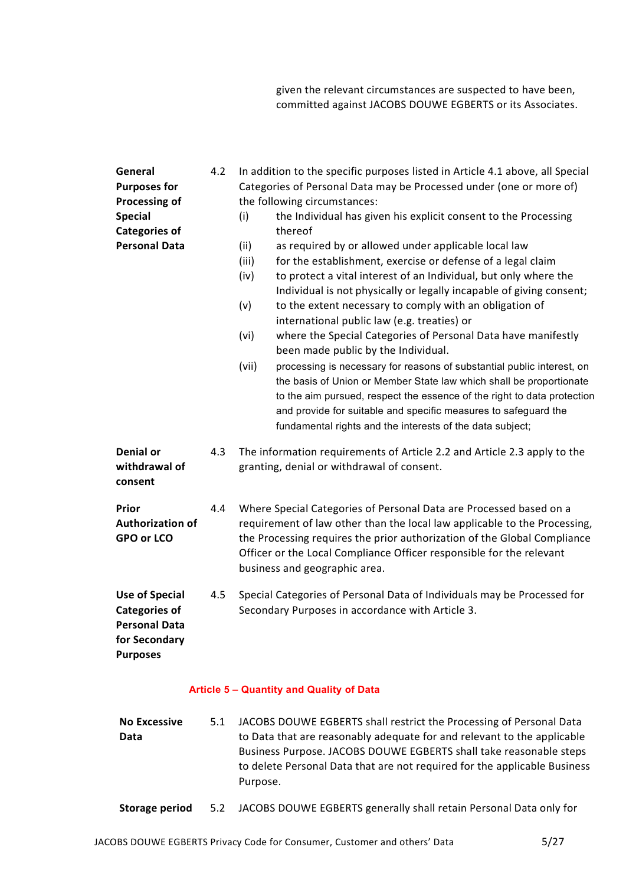given the relevant circumstances are suspected to have been, committed against JACOBS DOUWE EGBERTS or its Associates.

**General Purposes for Processing of Special Categories of Personal Data**

4.2 In addition to the specific purposes listed in Article 4.1 above, all Special Categories of Personal Data may be Processed under (one or more of) the following circumstances:

(i) the Individual has given his explicit consent to the Processing thereof

(ii) as required by or allowed under applicable local law

(iii) for the establishment, exercise or defense of a legal claim

(iv) to protect a vital interest of an Individual, but only where the Individual is not physically or legally incapable of giving consent;

(v) to the extent necessary to comply with an obligation of international public law (e.g. treaties) or

(vi) where the Special Categories of Personal Data have manifestly been made public by the Individual.

(vii) processing is necessary for reasons of substantial public interest, on the basis of Union or Member State law which shall be proportionate to the aim pursued, respect the essence of the right to data protection and provide for suitable and specific measures to safeguard the fundamental rights and the interests of the data subject;

**Denial or withdrawal of consent**

4.3 The information requirements of Article 2.2 and Article 2.3 apply to the granting, denial or withdrawal of consent.

**Prior Authorization of GPO or LCO**

4.4 Where Special Categories of Personal Data are Processed based on a requirement of law other than the local law applicable to the Processing, the Processing requires the prior authorization of the Global Compliance Officer or the Local Compliance Officer responsible for the relevant business and geographic area.

**Use of Special Categories of Personal Data for Secondary Purposes**

4.5 Special Categories of Personal Data of Individuals may be Processed for Secondary Purposes in accordance with Article 3.

## Article 5 – Quantity and Quality of Data

**No Excessive Data**

5.1 JACOBS DOUWE EGBERTS shall restrict the Processing of Personal Data to Data that are reasonably adequate for and relevant to the applicable Business Purpose. JACOBS DOUWE EGBERTS shall take reasonable steps to delete Personal Data that are not required for the applicable Business Purpose.

**Storage period**

5.2 JACOBS DOUWE EGBERTS generally shall retain Personal Data only for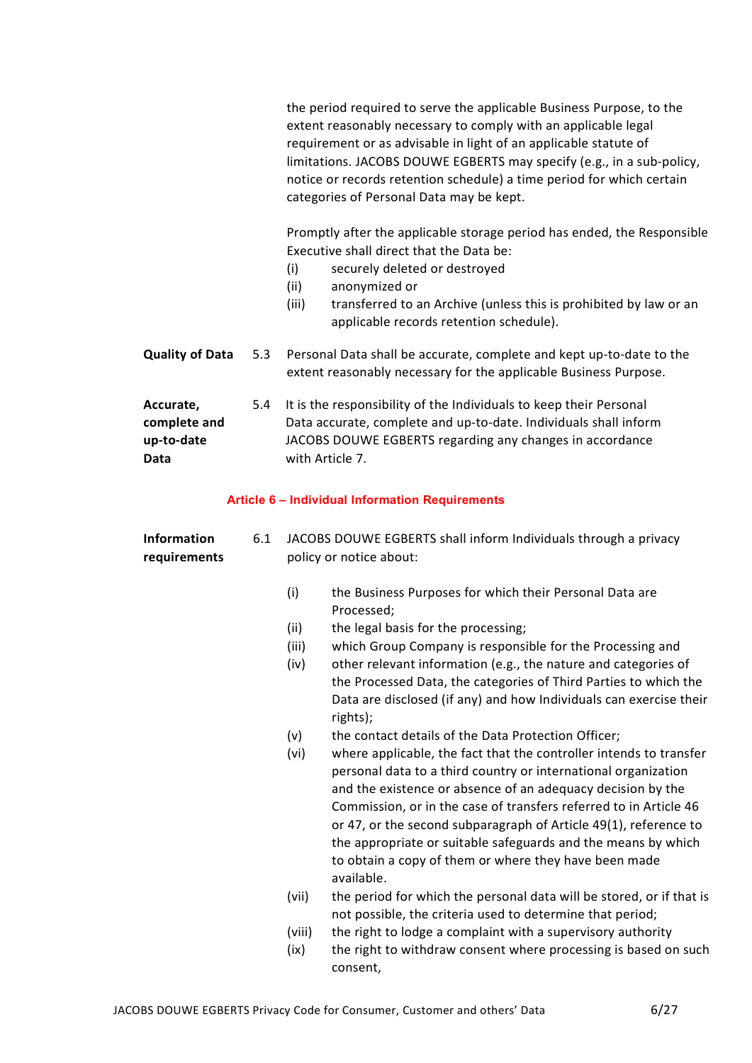the period required to serve the applicable Business Purpose, to the extent reasonably necessary to comply with an applicable legal requirement or as advisable in light of an applicable statute of limitations. JACOBS DOUWE EGBERTS may specify (e.g., in a sub-policy, notice or records retention schedule) a time period for which certain categories of Personal Data may be kept.

Promptly after the applicable storage period has ended, the Responsible Executive shall direct that the Data be:

(i) securely deleted or destroyed
(ii) anonymized or
(iii) transferred to an Archive (unless this is prohibited by law or an applicable records retention schedule).

**Quality of Data** 5.3 Personal Data shall be accurate, complete and kept up-to-date to the extent reasonably necessary for the applicable Business Purpose.

**Accurate, complete and up-to-date Data** 5.4 It is the responsibility of the Individuals to keep their Personal Data accurate, complete and up-to-date. Individuals shall inform JACOBS DOUWE EGBERTS regarding any changes in accordance with Article 7.

## Article 6 – Individual Information Requirements

**Information requirements** 6.1 JACOBS DOUWE EGBERTS shall inform Individuals through a privacy policy or notice about:

(i) the Business Purposes for which their Personal Data are Processed;
(ii) the legal basis for the processing;
(iii) which Group Company is responsible for the Processing and
(iv) other relevant information (e.g., the nature and categories of the Processed Data, the categories of Third Parties to which the Data are disclosed (if any) and how Individuals can exercise their rights);
(v) the contact details of the Data Protection Officer;
(vi) where applicable, the fact that the controller intends to transfer personal data to a third country or international organization and the existence or absence of an adequacy decision by the Commission, or in the case of transfers referred to in Article 46 or 47, or the second subparagraph of Article 49(1), reference to the appropriate or suitable safeguards and the means by which to obtain a copy of them or where they have been made available.
(vii) the period for which the personal data will be stored, or if that is not possible, the criteria used to determine that period;
(viii) the right to lodge a complaint with a supervisory authority
(ix) the right to withdraw consent where processing is based on such consent,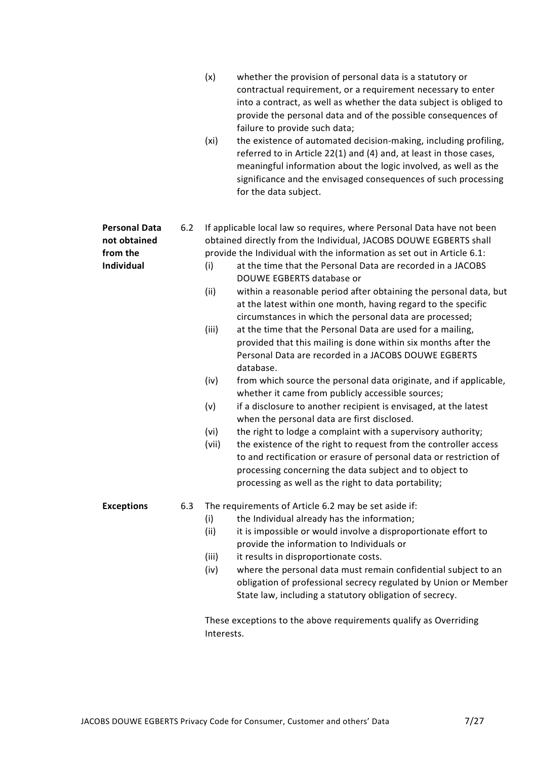(x) whether the provision of personal data is a statutory or contractual requirement, or a requirement necessary to enter into a contract, as well as whether the data subject is obliged to provide the personal data and of the possible consequences of failure to provide such data;

(xi) the existence of automated decision-making, including profiling, referred to in Article 22(1) and (4) and, at least in those cases, meaningful information about the logic involved, as well as the significance and the envisaged consequences of such processing for the data subject.

**Personal Data not obtained from the Individual**

6.2 If applicable local law so requires, where Personal Data have not been obtained directly from the Individual, JACOBS DOUWE EGBERTS shall provide the Individual with the information as set out in Article 6.1:

(i) at the time that the Personal Data are recorded in a JACOBS DOUWE EGBERTS database or

(ii) within a reasonable period after obtaining the personal data, but at the latest within one month, having regard to the specific circumstances in which the personal data are processed;

(iii) at the time that the Personal Data are used for a mailing, provided that this mailing is done within six months after the Personal Data are recorded in a JACOBS DOUWE EGBERTS database.

(iv) from which source the personal data originate, and if applicable, whether it came from publicly accessible sources;

(v) if a disclosure to another recipient is envisaged, at the latest when the personal data are first disclosed.

(vi) the right to lodge a complaint with a supervisory authority;

(vii) the existence of the right to request from the controller access to and rectification or erasure of personal data or restriction of processing concerning the data subject and to object to processing as well as the right to data portability;

**Exceptions**

6.3 The requirements of Article 6.2 may be set aside if:

(i) the Individual already has the information;

(ii) it is impossible or would involve a disproportionate effort to provide the information to Individuals or

(iii) it results in disproportionate costs.

(iv) where the personal data must remain confidential subject to an obligation of professional secrecy regulated by Union or Member State law, including a statutory obligation of secrecy.

These exceptions to the above requirements qualify as Overriding Interests.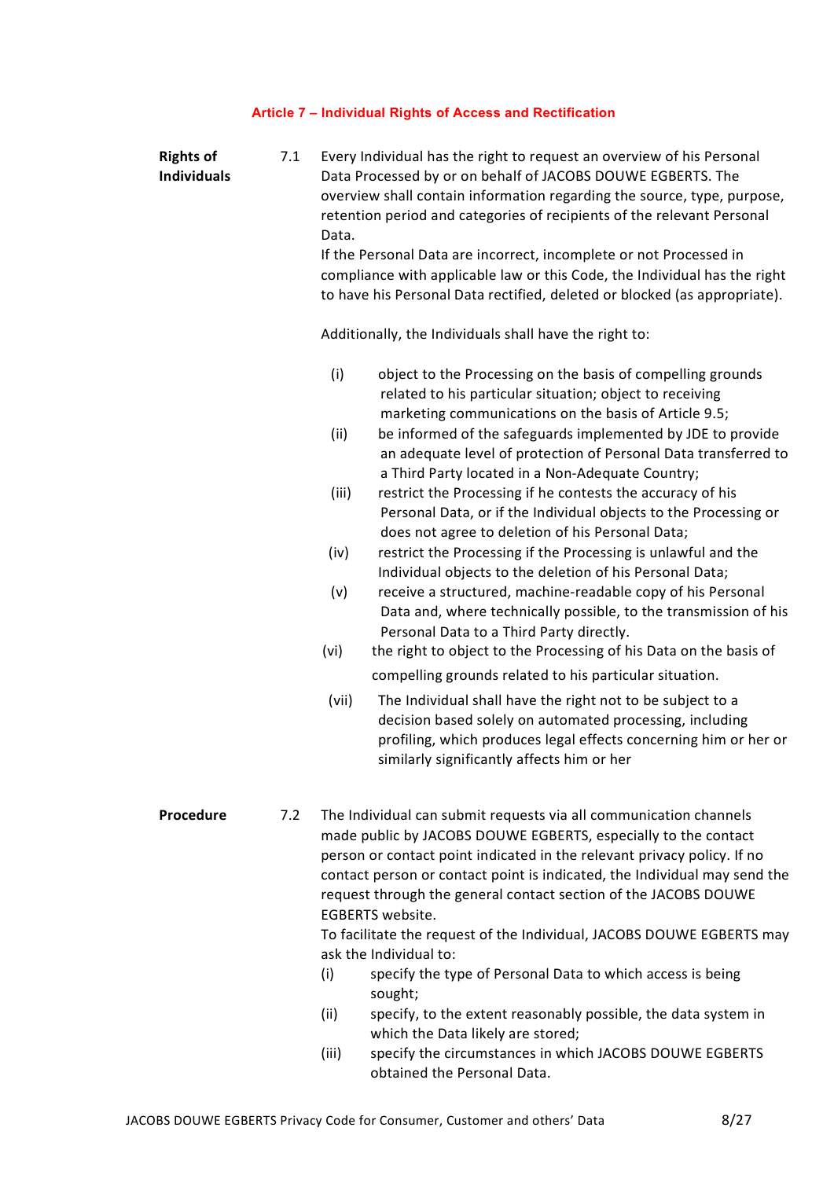## Article 7 – Individual Rights of Access and Rectification

**Rights of Individuals**

7.1 Every Individual has the right to request an overview of his Personal Data Processed by or on behalf of JACOBS DOUWE EGBERTS. The overview shall contain information regarding the source, type, purpose, retention period and categories of recipients of the relevant Personal Data.

If the Personal Data are incorrect, incomplete or not Processed in compliance with applicable law or this Code, the Individual has the right to have his Personal Data rectified, deleted or blocked (as appropriate).

Additionally, the Individuals shall have the right to:

(i) object to the Processing on the basis of compelling grounds related to his particular situation; object to receiving marketing communications on the basis of Article 9.5;

(ii) be informed of the safeguards implemented by JDE to provide an adequate level of protection of Personal Data transferred to a Third Party located in a Non-Adequate Country;

(iii) restrict the Processing if he contests the accuracy of his Personal Data, or if the Individual objects to the Processing or does not agree to deletion of his Personal Data;

(iv) restrict the Processing if the Processing is unlawful and the Individual objects to the deletion of his Personal Data;

(v) receive a structured, machine-readable copy of his Personal Data and, where technically possible, to the transmission of his Personal Data to a Third Party directly.

(vi) the right to object to the Processing of his Data on the basis of compelling grounds related to his particular situation.

(vii) The Individual shall have the right not to be subject to a decision based solely on automated processing, including profiling, which produces legal effects concerning him or her or similarly significantly affects him or her

**Procedure**

7.2 The Individual can submit requests via all communication channels made public by JACOBS DOUWE EGBERTS, especially to the contact person or contact point indicated in the relevant privacy policy. If no contact person or contact point is indicated, the Individual may send the request through the general contact section of the JACOBS DOUWE EGBERTS website.

To facilitate the request of the Individual, JACOBS DOUWE EGBERTS may ask the Individual to:

(i) specify the type of Personal Data to which access is being sought;

(ii) specify, to the extent reasonably possible, the data system in which the Data likely are stored;

(iii) specify the circumstances in which JACOBS DOUWE EGBERTS obtained the Personal Data.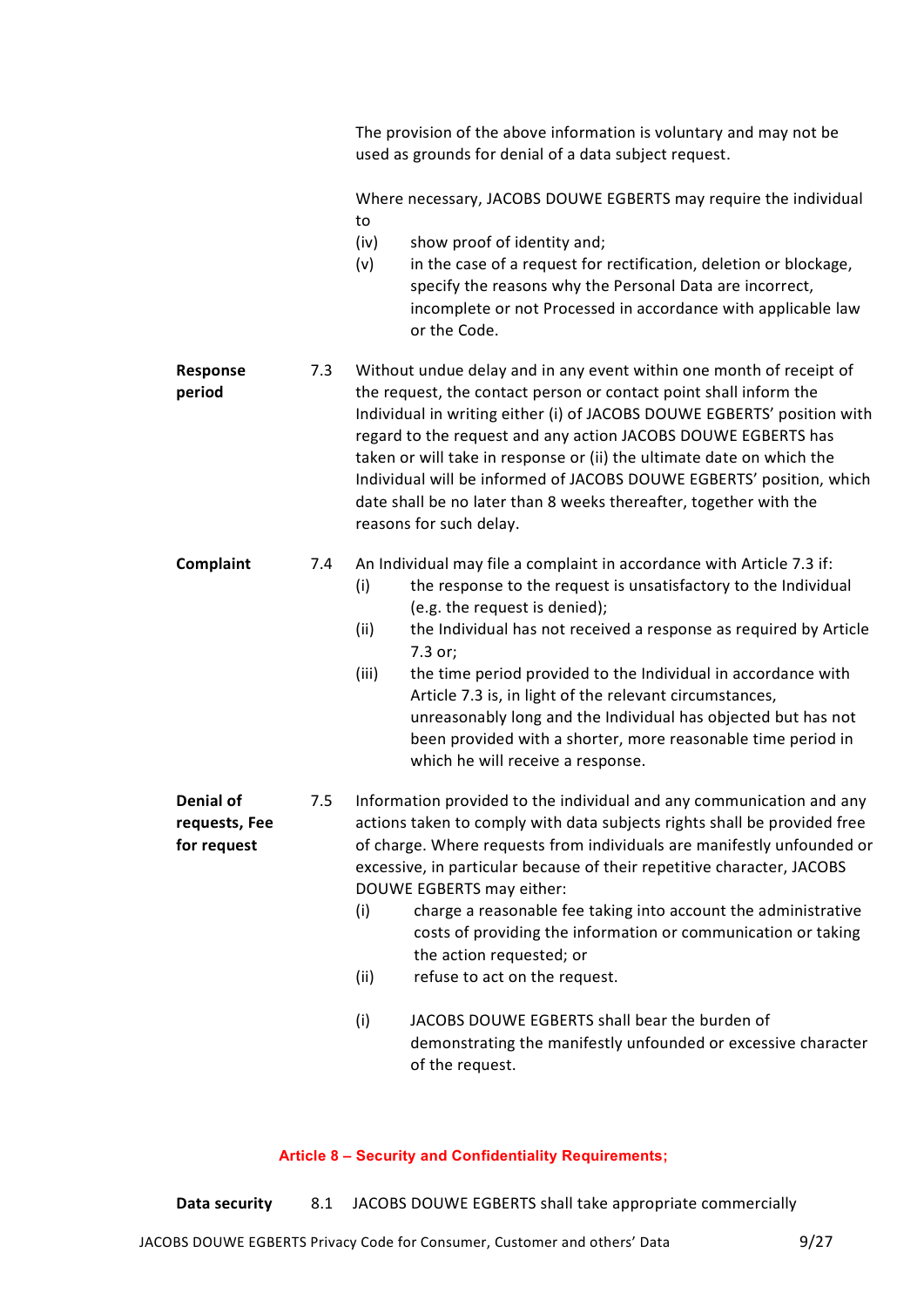The provision of the above information is voluntary and may not be used as grounds for denial of a data subject request.

Where necessary, JACOBS DOUWE EGBERTS may require the individual to

(iv) show proof of identity and;

(v) in the case of a request for rectification, deletion or blockage, specify the reasons why the Personal Data are incorrect, incomplete or not Processed in accordance with applicable law or the Code.

**Response period**

7.3 Without undue delay and in any event within one month of receipt of the request, the contact person or contact point shall inform the Individual in writing either (i) of JACOBS DOUWE EGBERTS' position with regard to the request and any action JACOBS DOUWE EGBERTS has taken or will take in response or (ii) the ultimate date on which the Individual will be informed of JACOBS DOUWE EGBERTS' position, which date shall be no later than 8 weeks thereafter, together with the reasons for such delay.

**Complaint**

7.4 An Individual may file a complaint in accordance with Article 7.3 if:

(i) the response to the request is unsatisfactory to the Individual (e.g. the request is denied);

(ii) the Individual has not received a response as required by Article 7.3 or;

(iii) the time period provided to the Individual in accordance with Article 7.3 is, in light of the relevant circumstances, unreasonably long and the Individual has objected but has not been provided with a shorter, more reasonable time period in which he will receive a response.

**Denial of requests, Fee for request**

7.5 Information provided to the individual and any communication and any actions taken to comply with data subjects rights shall be provided free of charge. Where requests from individuals are manifestly unfounded or excessive, in particular because of their repetitive character, JACOBS DOUWE EGBERTS may either:

(i) charge a reasonable fee taking into account the administrative costs of providing the information or communication or taking the action requested; or

(ii) refuse to act on the request.

(i) JACOBS DOUWE EGBERTS shall bear the burden of demonstrating the manifestly unfounded or excessive character of the request.

## Article 8 – Security and Confidentiality Requirements;

**Data security**

8.1 JACOBS DOUWE EGBERTS shall take appropriate commercially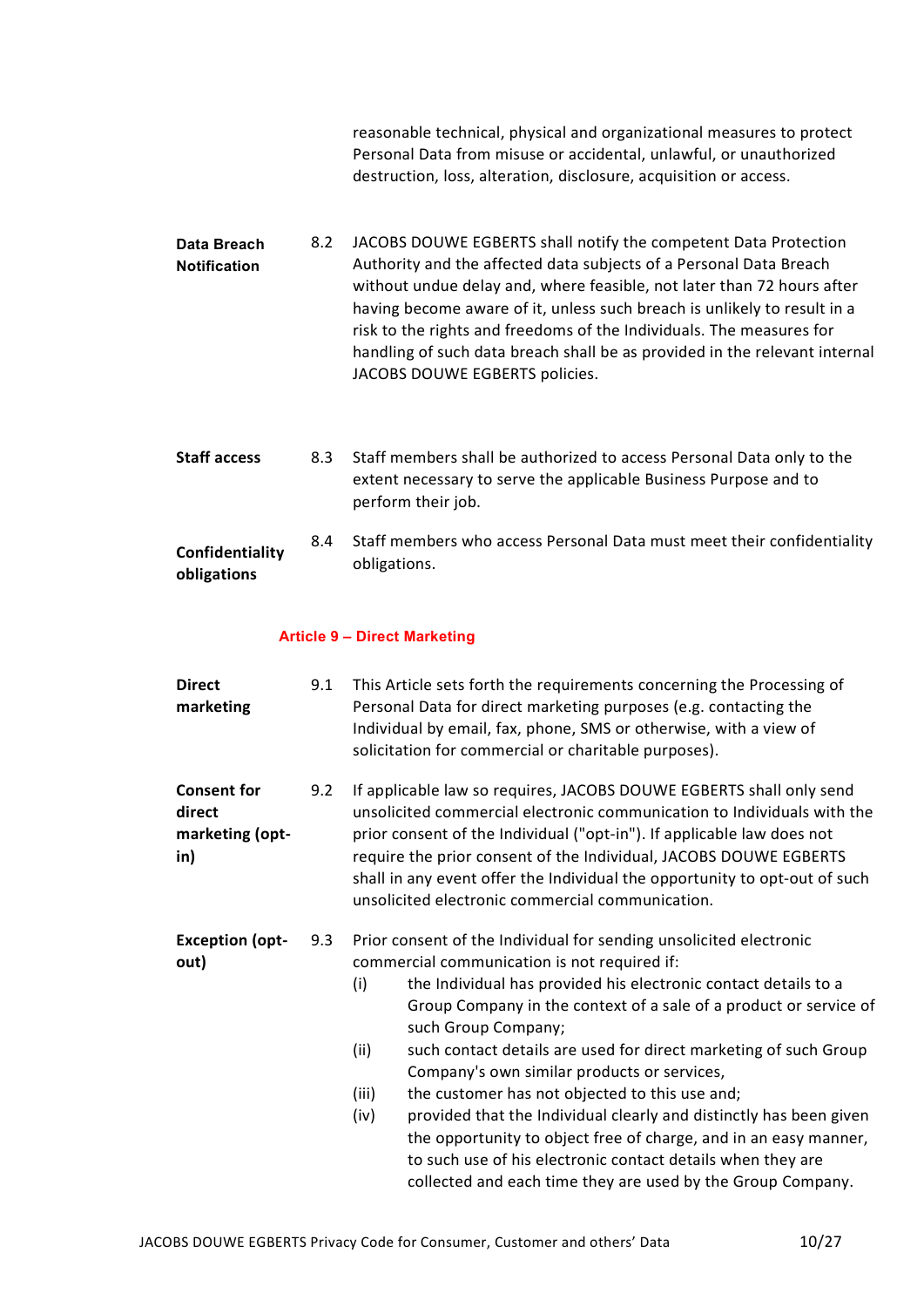reasonable technical, physical and organizational measures to protect Personal Data from misuse or accidental, unlawful, or unauthorized destruction, loss, alteration, disclosure, acquisition or access.

**Data Breach Notification**

8.2 JACOBS DOUWE EGBERTS shall notify the competent Data Protection Authority and the affected data subjects of a Personal Data Breach without undue delay and, where feasible, not later than 72 hours after having become aware of it, unless such breach is unlikely to result in a risk to the rights and freedoms of the Individuals. The measures for handling of such data breach shall be as provided in the relevant internal JACOBS DOUWE EGBERTS policies.

**Staff access**

8.3 Staff members shall be authorized to access Personal Data only to the extent necessary to serve the applicable Business Purpose and to perform their job.

**Confidentiality obligations**

8.4 Staff members who access Personal Data must meet their confidentiality obligations.

## Article 9 – Direct Marketing

**Direct marketing**

9.1 This Article sets forth the requirements concerning the Processing of Personal Data for direct marketing purposes (e.g. contacting the Individual by email, fax, phone, SMS or otherwise, with a view of solicitation for commercial or charitable purposes).

**Consent for direct marketing (opt-in)**

9.2 If applicable law so requires, JACOBS DOUWE EGBERTS shall only send unsolicited commercial electronic communication to Individuals with the prior consent of the Individual ("opt-in"). If applicable law does not require the prior consent of the Individual, JACOBS DOUWE EGBERTS shall in any event offer the Individual the opportunity to opt-out of such unsolicited electronic commercial communication.

**Exception (opt-out)**

9.3 Prior consent of the Individual for sending unsolicited electronic commercial communication is not required if:

- (i) the Individual has provided his electronic contact details to a Group Company in the context of a sale of a product or service of such Group Company;
- (ii) such contact details are used for direct marketing of such Group Company's own similar products or services,
- (iii) the customer has not objected to this use and;
- (iv) provided that the Individual clearly and distinctly has been given the opportunity to object free of charge, and in an easy manner, to such use of his electronic contact details when they are collected and each time they are used by the Group Company.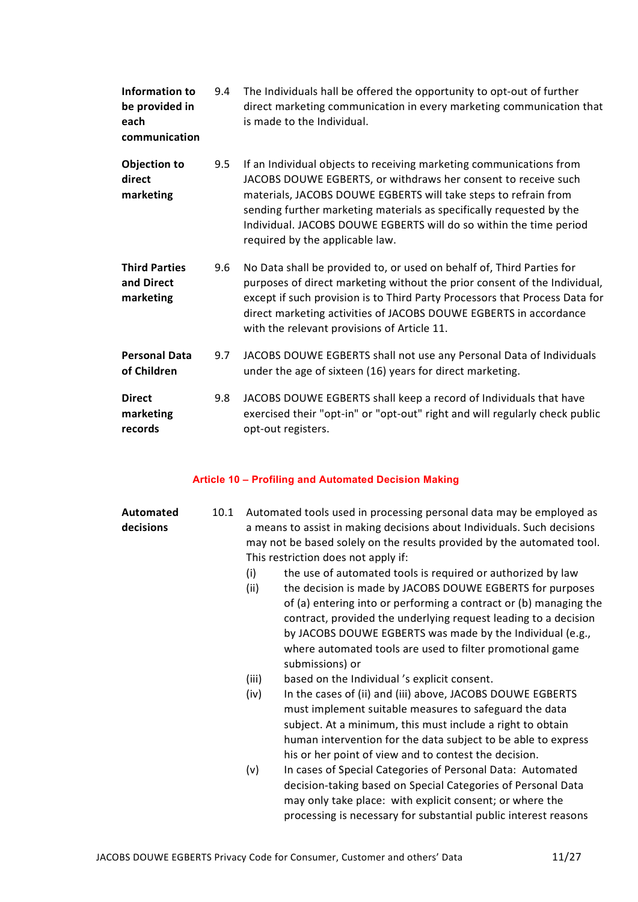**Information to be provided in each communication**

9.4 The Individuals hall be offered the opportunity to opt-out of further direct marketing communication in every marketing communication that is made to the Individual.

**Objection to direct marketing**

9.5 If an Individual objects to receiving marketing communications from JACOBS DOUWE EGBERTS, or withdraws her consent to receive such materials, JACOBS DOUWE EGBERTS will take steps to refrain from sending further marketing materials as specifically requested by the Individual. JACOBS DOUWE EGBERTS will do so within the time period required by the applicable law.

**Third Parties and Direct marketing**

9.6 No Data shall be provided to, or used on behalf of, Third Parties for purposes of direct marketing without the prior consent of the Individual, except if such provision is to Third Party Processors that Process Data for direct marketing activities of JACOBS DOUWE EGBERTS in accordance with the relevant provisions of Article 11.

**Personal Data of Children**

9.7 JACOBS DOUWE EGBERTS shall not use any Personal Data of Individuals under the age of sixteen (16) years for direct marketing.

**Direct marketing records**

9.8 JACOBS DOUWE EGBERTS shall keep a record of Individuals that have exercised their "opt-in" or "opt-out" right and will regularly check public opt-out registers.

## Article 10 – Profiling and Automated Decision Making

**Automated decisions**

10.1 Automated tools used in processing personal data may be employed as a means to assist in making decisions about Individuals. Such decisions may not be based solely on the results provided by the automated tool. This restriction does not apply if:

(i) the use of automated tools is required or authorized by law

(ii) the decision is made by JACOBS DOUWE EGBERTS for purposes of (a) entering into or performing a contract or (b) managing the contract, provided the underlying request leading to a decision by JACOBS DOUWE EGBERTS was made by the Individual (e.g., where automated tools are used to filter promotional game submissions) or

(iii) based on the Individual 's explicit consent.

(iv) In the cases of (ii) and (iii) above, JACOBS DOUWE EGBERTS must implement suitable measures to safeguard the data subject. At a minimum, this must include a right to obtain human intervention for the data subject to be able to express his or her point of view and to contest the decision.

(v) In cases of Special Categories of Personal Data: Automated decision-taking based on Special Categories of Personal Data may only take place: with explicit consent; or where the processing is necessary for substantial public interest reasons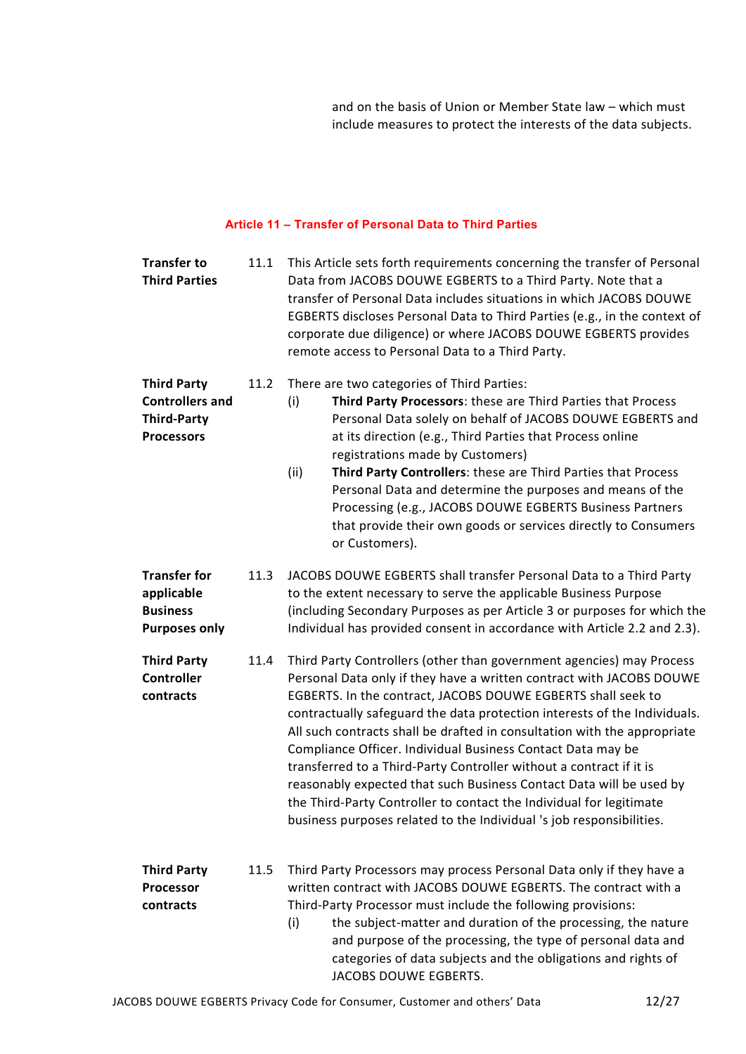and on the basis of Union or Member State law – which must include measures to protect the interests of the data subjects.

## Article 11 – Transfer of Personal Data to Third Parties

**Transfer to Third Parties**

11.1 This Article sets forth requirements concerning the transfer of Personal Data from JACOBS DOUWE EGBERTS to a Third Party. Note that a transfer of Personal Data includes situations in which JACOBS DOUWE EGBERTS discloses Personal Data to Third Parties (e.g., in the context of corporate due diligence) or where JACOBS DOUWE EGBERTS provides remote access to Personal Data to a Third Party.

**Third Party Controllers and Third-Party Processors**

11.2 There are two categories of Third Parties:

(i) **Third Party Processors**: these are Third Parties that Process Personal Data solely on behalf of JACOBS DOUWE EGBERTS and at its direction (e.g., Third Parties that Process online registrations made by Customers)

(ii) **Third Party Controllers**: these are Third Parties that Process Personal Data and determine the purposes and means of the Processing (e.g., JACOBS DOUWE EGBERTS Business Partners that provide their own goods or services directly to Consumers or Customers).

**Transfer for applicable Business Purposes only**

11.3 JACOBS DOUWE EGBERTS shall transfer Personal Data to a Third Party to the extent necessary to serve the applicable Business Purpose (including Secondary Purposes as per Article 3 or purposes for which the Individual has provided consent in accordance with Article 2.2 and 2.3).

**Third Party Controller contracts**

11.4 Third Party Controllers (other than government agencies) may Process Personal Data only if they have a written contract with JACOBS DOUWE EGBERTS. In the contract, JACOBS DOUWE EGBERTS shall seek to contractually safeguard the data protection interests of the Individuals. All such contracts shall be drafted in consultation with the appropriate Compliance Officer. Individual Business Contact Data may be transferred to a Third-Party Controller without a contract if it is reasonably expected that such Business Contact Data will be used by the Third-Party Controller to contact the Individual for legitimate business purposes related to the Individual 's job responsibilities.

**Third Party Processor contracts**

11.5 Third Party Processors may process Personal Data only if they have a written contract with JACOBS DOUWE EGBERTS. The contract with a Third-Party Processor must include the following provisions:

(i) the subject-matter and duration of the processing, the nature and purpose of the processing, the type of personal data and categories of data subjects and the obligations and rights of JACOBS DOUWE EGBERTS.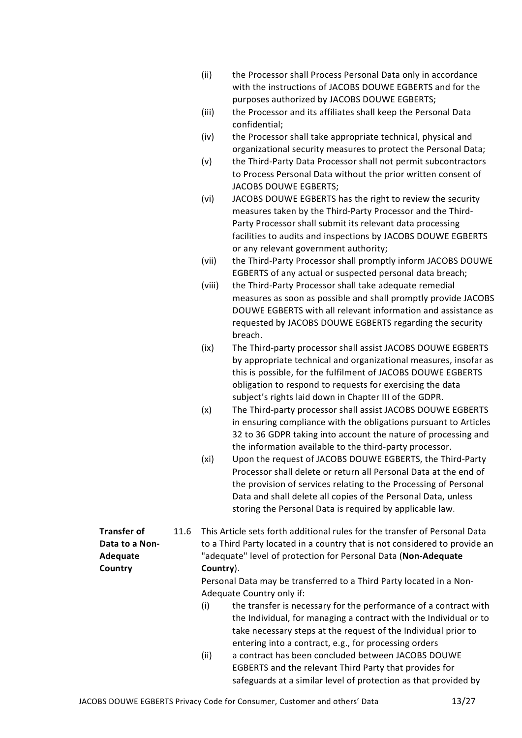(ii) the Processor shall Process Personal Data only in accordance with the instructions of JACOBS DOUWE EGBERTS and for the purposes authorized by JACOBS DOUWE EGBERTS;

(iii) the Processor and its affiliates shall keep the Personal Data confidential;

(iv) the Processor shall take appropriate technical, physical and organizational security measures to protect the Personal Data;

(v) the Third-Party Data Processor shall not permit subcontractors to Process Personal Data without the prior written consent of JACOBS DOUWE EGBERTS;

(vi) JACOBS DOUWE EGBERTS has the right to review the security measures taken by the Third-Party Processor and the Third-Party Processor shall submit its relevant data processing facilities to audits and inspections by JACOBS DOUWE EGBERTS or any relevant government authority;

(vii) the Third-Party Processor shall promptly inform JACOBS DOUWE EGBERTS of any actual or suspected personal data breach;

(viii) the Third-Party Processor shall take adequate remedial measures as soon as possible and shall promptly provide JACOBS DOUWE EGBERTS with all relevant information and assistance as requested by JACOBS DOUWE EGBERTS regarding the security breach.

(ix) The Third-party processor shall assist JACOBS DOUWE EGBERTS by appropriate technical and organizational measures, insofar as this is possible, for the fulfilment of JACOBS DOUWE EGBERTS obligation to respond to requests for exercising the data subject's rights laid down in Chapter III of the GDPR.

(x) The Third-party processor shall assist JACOBS DOUWE EGBERTS in ensuring compliance with the obligations pursuant to Articles 32 to 36 GDPR taking into account the nature of processing and the information available to the third-party processor.

(xi) Upon the request of JACOBS DOUWE EGBERTS, the Third-Party Processor shall delete or return all Personal Data at the end of the provision of services relating to the Processing of Personal Data and shall delete all copies of the Personal Data, unless storing the Personal Data is required by applicable law.

**Transfer of Data to a Non-Adequate Country**

11.6 This Article sets forth additional rules for the transfer of Personal Data to a Third Party located in a country that is not considered to provide an "adequate" level of protection for Personal Data (**Non-Adequate Country**).

Personal Data may be transferred to a Third Party located in a Non-Adequate Country only if:

(i) the transfer is necessary for the performance of a contract with the Individual, for managing a contract with the Individual or to take necessary steps at the request of the Individual prior to entering into a contract, e.g., for processing orders

(ii) a contract has been concluded between JACOBS DOUWE EGBERTS and the relevant Third Party that provides for safeguards at a similar level of protection as that provided by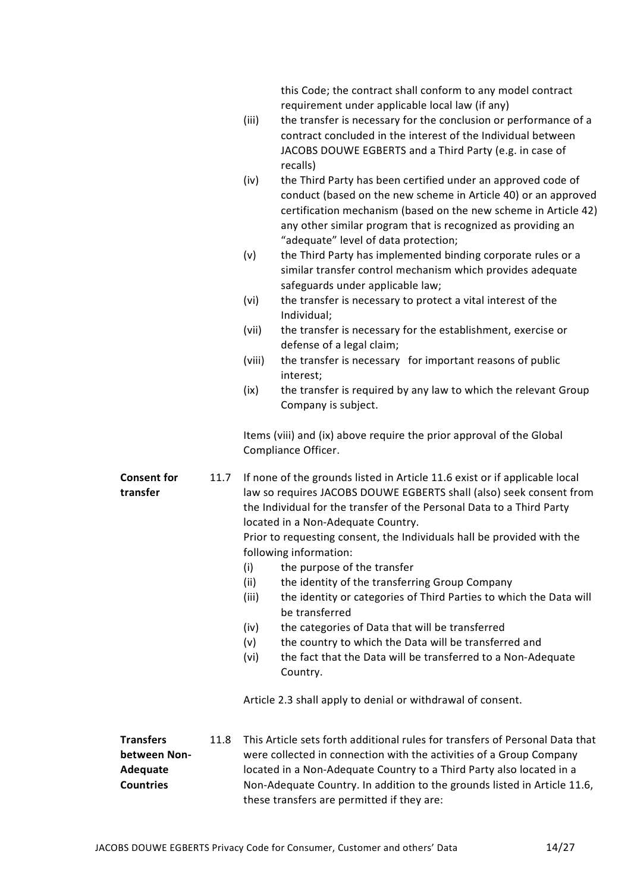this Code; the contract shall conform to any model contract requirement under applicable local law (if any)

(iii) the transfer is necessary for the conclusion or performance of a contract concluded in the interest of the Individual between JACOBS DOUWE EGBERTS and a Third Party (e.g. in case of recalls)

(iv) the Third Party has been certified under an approved code of conduct (based on the new scheme in Article 40) or an approved certification mechanism (based on the new scheme in Article 42) any other similar program that is recognized as providing an "adequate" level of data protection;

(v) the Third Party has implemented binding corporate rules or a similar transfer control mechanism which provides adequate safeguards under applicable law;

(vi) the transfer is necessary to protect a vital interest of the Individual;

(vii) the transfer is necessary for the establishment, exercise or defense of a legal claim;

(viii) the transfer is necessary for important reasons of public interest;

(ix) the transfer is required by any law to which the relevant Group Company is subject.

Items (viii) and (ix) above require the prior approval of the Global Compliance Officer.

**Consent for transfer**

11.7 If none of the grounds listed in Article 11.6 exist or if applicable local law so requires JACOBS DOUWE EGBERTS shall (also) seek consent from the Individual for the transfer of the Personal Data to a Third Party located in a Non-Adequate Country.
Prior to requesting consent, the Individuals hall be provided with the following information:

(i) the purpose of the transfer
(ii) the identity of the transferring Group Company
(iii) the identity or categories of Third Parties to which the Data will be transferred
(iv) the categories of Data that will be transferred
(v) the country to which the Data will be transferred and
(vi) the fact that the Data will be transferred to a Non-Adequate Country.

Article 2.3 shall apply to denial or withdrawal of consent.

**Transfers between Non-Adequate Countries**

11.8 This Article sets forth additional rules for transfers of Personal Data that were collected in connection with the activities of a Group Company located in a Non-Adequate Country to a Third Party also located in a Non-Adequate Country. In addition to the grounds listed in Article 11.6, these transfers are permitted if they are: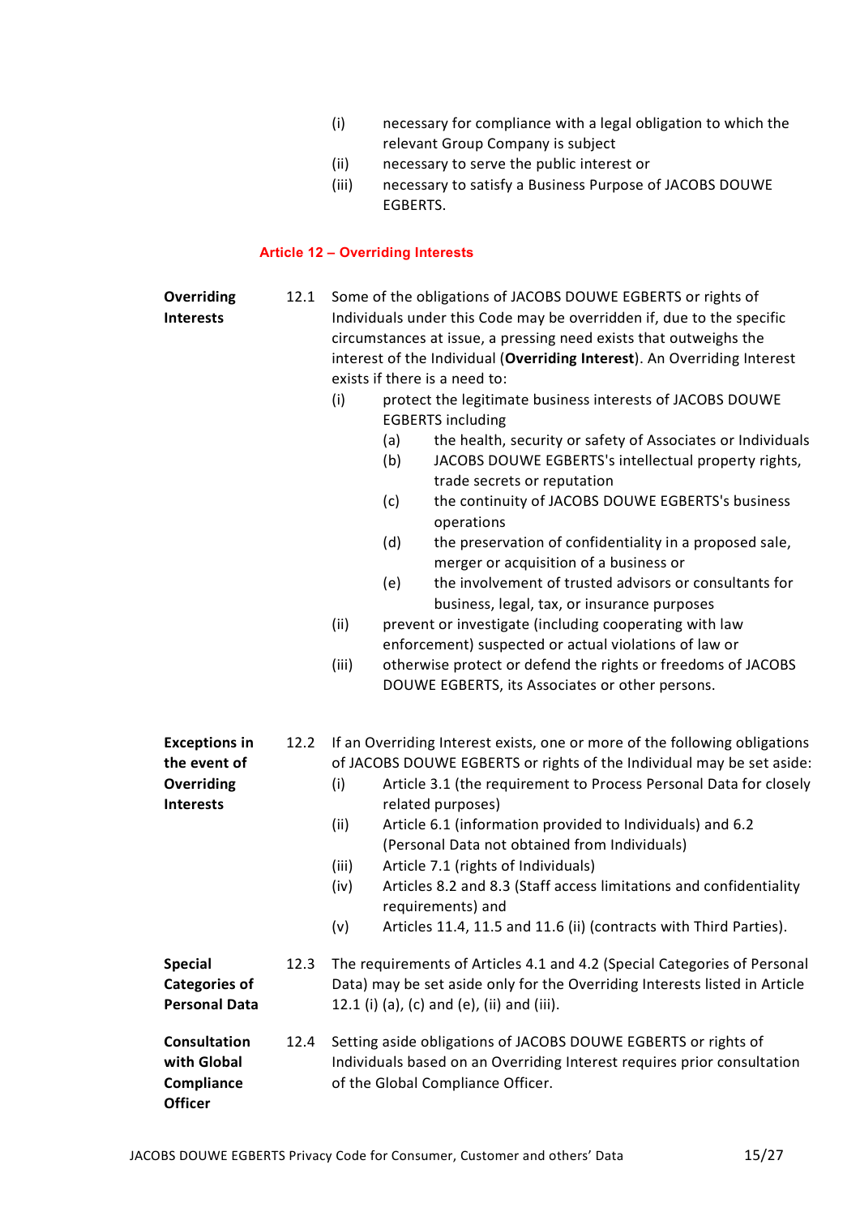(i) necessary for compliance with a legal obligation to which the relevant Group Company is subject

(ii) necessary to serve the public interest or

(iii) necessary to satisfy a Business Purpose of JACOBS DOUWE EGBERTS.

## Article 12 – Overriding Interests

**Overriding Interests**

12.1 Some of the obligations of JACOBS DOUWE EGBERTS or rights of Individuals under this Code may be overridden if, due to the specific circumstances at issue, a pressing need exists that outweighs the interest of the Individual (**Overriding Interest**). An Overriding Interest exists if there is a need to:

- (i) protect the legitimate business interests of JACOBS DOUWE EGBERTS including
  - (a) the health, security or safety of Associates or Individuals
  - (b) JACOBS DOUWE EGBERTS's intellectual property rights, trade secrets or reputation
  - (c) the continuity of JACOBS DOUWE EGBERTS's business operations
  - (d) the preservation of confidentiality in a proposed sale, merger or acquisition of a business or
  - (e) the involvement of trusted advisors or consultants for business, legal, tax, or insurance purposes
- (ii) prevent or investigate (including cooperating with law enforcement) suspected or actual violations of law or
- (iii) otherwise protect or defend the rights or freedoms of JACOBS DOUWE EGBERTS, its Associates or other persons.

**Exceptions in the event of Overriding Interests**

12.2 If an Overriding Interest exists, one or more of the following obligations of JACOBS DOUWE EGBERTS or rights of the Individual may be set aside:

- (i) Article 3.1 (the requirement to Process Personal Data for closely related purposes)
- (ii) Article 6.1 (information provided to Individuals) and 6.2 (Personal Data not obtained from Individuals)
- (iii) Article 7.1 (rights of Individuals)
- (iv) Articles 8.2 and 8.3 (Staff access limitations and confidentiality requirements) and
- (v) Articles 11.4, 11.5 and 11.6 (ii) (contracts with Third Parties).

**Special Categories of Personal Data**

12.3 The requirements of Articles 4.1 and 4.2 (Special Categories of Personal Data) may be set aside only for the Overriding Interests listed in Article 12.1 (i) (a), (c) and (e), (ii) and (iii).

**Consultation with Global Compliance Officer**

12.4 Setting aside obligations of JACOBS DOUWE EGBERTS or rights of Individuals based on an Overriding Interest requires prior consultation of the Global Compliance Officer.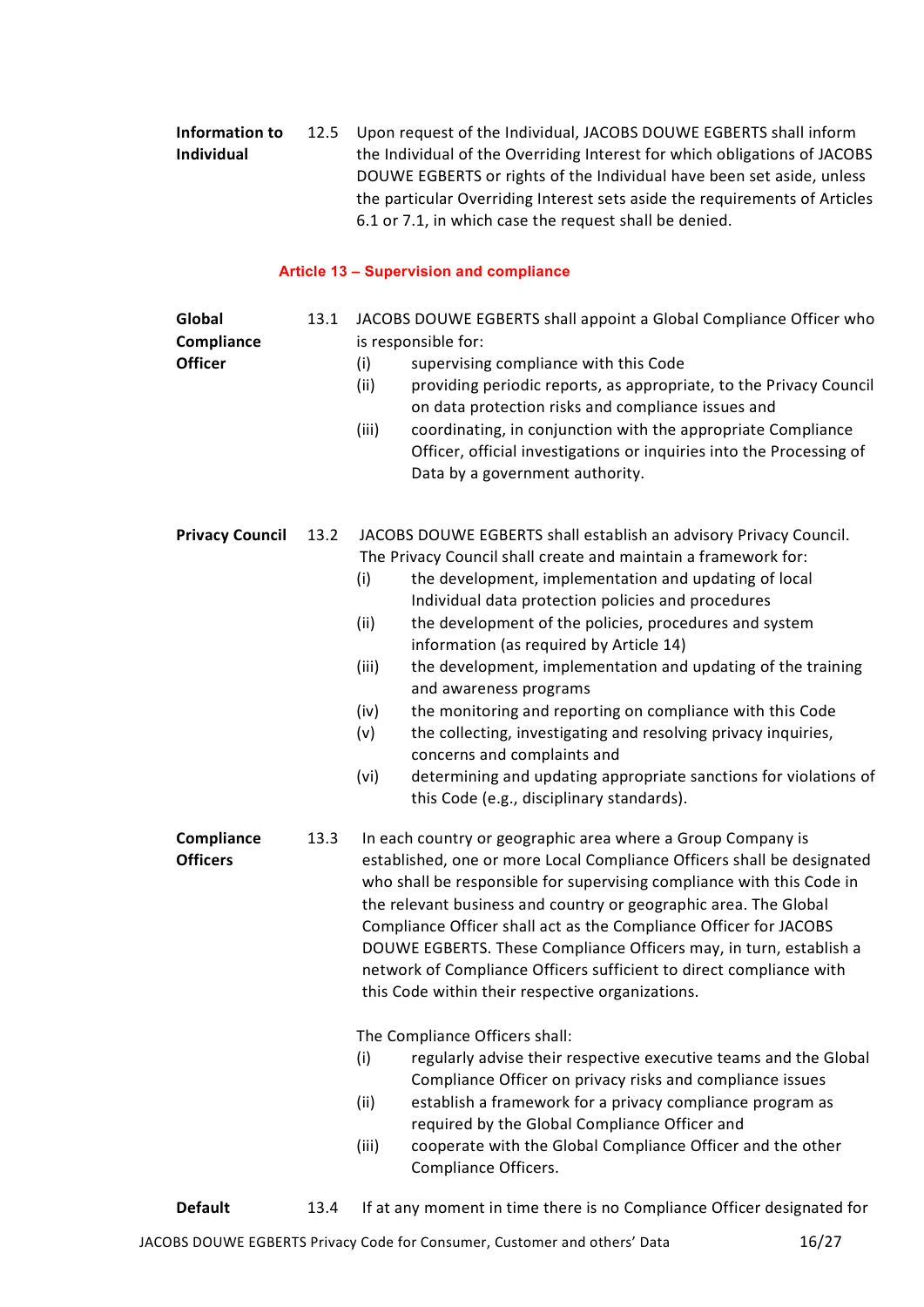**Information to Individual** 12.5 Upon request of the Individual, JACOBS DOUWE EGBERTS shall inform the Individual of the Overriding Interest for which obligations of JACOBS DOUWE EGBERTS or rights of the Individual have been set aside, unless the particular Overriding Interest sets aside the requirements of Articles 6.1 or 7.1, in which case the request shall be denied.

## Article 13 – Supervision and compliance

**Global Compliance Officer** 13.1 JACOBS DOUWE EGBERTS shall appoint a Global Compliance Officer who is responsible for:

(i) supervising compliance with this Code
(ii) providing periodic reports, as appropriate, to the Privacy Council on data protection risks and compliance issues and
(iii) coordinating, in conjunction with the appropriate Compliance Officer, official investigations or inquiries into the Processing of Data by a government authority.

**Privacy Council** 13.2 JACOBS DOUWE EGBERTS shall establish an advisory Privacy Council. The Privacy Council shall create and maintain a framework for:

(i) the development, implementation and updating of local Individual data protection policies and procedures
(ii) the development of the policies, procedures and system information (as required by Article 14)
(iii) the development, implementation and updating of the training and awareness programs
(iv) the monitoring and reporting on compliance with this Code
(v) the collecting, investigating and resolving privacy inquiries, concerns and complaints and
(vi) determining and updating appropriate sanctions for violations of this Code (e.g., disciplinary standards).

**Compliance Officers** 13.3 In each country or geographic area where a Group Company is established, one or more Local Compliance Officers shall be designated who shall be responsible for supervising compliance with this Code in the relevant business and country or geographic area. The Global Compliance Officer shall act as the Compliance Officer for JACOBS DOUWE EGBERTS. These Compliance Officers may, in turn, establish a network of Compliance Officers sufficient to direct compliance with this Code within their respective organizations.

The Compliance Officers shall:

(i) regularly advise their respective executive teams and the Global Compliance Officer on privacy risks and compliance issues
(ii) establish a framework for a privacy compliance program as required by the Global Compliance Officer and
(iii) cooperate with the Global Compliance Officer and the other Compliance Officers.

**Default** 13.4 If at any moment in time there is no Compliance Officer designated for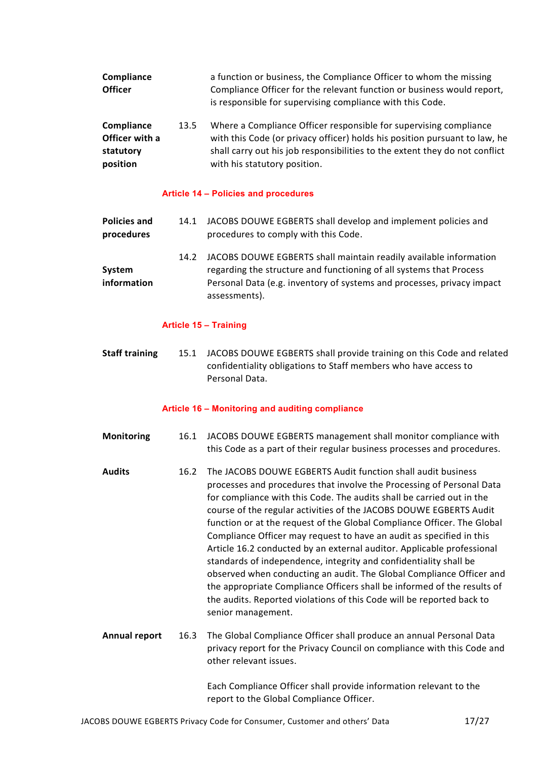**Compliance Officer**

a function or business, the Compliance Officer to whom the missing Compliance Officer for the relevant function or business would report, is responsible for supervising compliance with this Code.

**Compliance Officer with a statutory position**

13.5 Where a Compliance Officer responsible for supervising compliance with this Code (or privacy officer) holds his position pursuant to law, he shall carry out his job responsibilities to the extent they do not conflict with his statutory position.

## Article 14 – Policies and procedures

**Policies and procedures**

14.1 JACOBS DOUWE EGBERTS shall develop and implement policies and procedures to comply with this Code.

**System information**

14.2 JACOBS DOUWE EGBERTS shall maintain readily available information regarding the structure and functioning of all systems that Process Personal Data (e.g. inventory of systems and processes, privacy impact assessments).

## Article 15 – Training

**Staff training**

15.1 JACOBS DOUWE EGBERTS shall provide training on this Code and related confidentiality obligations to Staff members who have access to Personal Data.

## Article 16 – Monitoring and auditing compliance

**Monitoring**

16.1 JACOBS DOUWE EGBERTS management shall monitor compliance with this Code as a part of their regular business processes and procedures.

**Audits**

16.2 The JACOBS DOUWE EGBERTS Audit function shall audit business processes and procedures that involve the Processing of Personal Data for compliance with this Code. The audits shall be carried out in the course of the regular activities of the JACOBS DOUWE EGBERTS Audit function or at the request of the Global Compliance Officer. The Global Compliance Officer may request to have an audit as specified in this Article 16.2 conducted by an external auditor. Applicable professional standards of independence, integrity and confidentiality shall be observed when conducting an audit. The Global Compliance Officer and the appropriate Compliance Officers shall be informed of the results of the audits. Reported violations of this Code will be reported back to senior management.

**Annual report**

16.3 The Global Compliance Officer shall produce an annual Personal Data privacy report for the Privacy Council on compliance with this Code and other relevant issues.

Each Compliance Officer shall provide information relevant to the report to the Global Compliance Officer.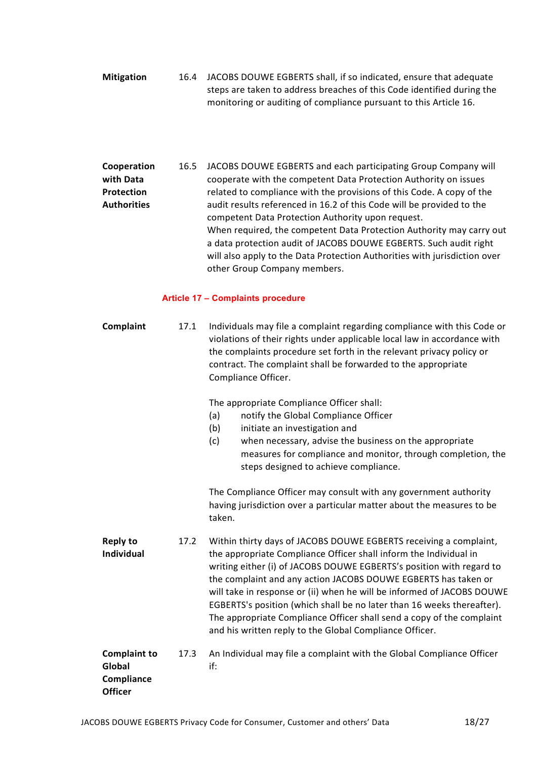**Mitigation** 16.4 JACOBS DOUWE EGBERTS shall, if so indicated, ensure that adequate steps are taken to address breaches of this Code identified during the monitoring or auditing of compliance pursuant to this Article 16.

**Cooperation with Data Protection Authorities** 16.5 JACOBS DOUWE EGBERTS and each participating Group Company will cooperate with the competent Data Protection Authority on issues related to compliance with the provisions of this Code. A copy of the audit results referenced in 16.2 of this Code will be provided to the competent Data Protection Authority upon request.
When required, the competent Data Protection Authority may carry out a data protection audit of JACOBS DOUWE EGBERTS. Such audit right will also apply to the Data Protection Authorities with jurisdiction over other Group Company members.

## Article 17 – Complaints procedure

**Complaint** 17.1 Individuals may file a complaint regarding compliance with this Code or violations of their rights under applicable local law in accordance with the complaints procedure set forth in the relevant privacy policy or contract. The complaint shall be forwarded to the appropriate Compliance Officer.

The appropriate Compliance Officer shall:

(a) notify the Global Compliance Officer
(b) initiate an investigation and
(c) when necessary, advise the business on the appropriate measures for compliance and monitor, through completion, the steps designed to achieve compliance.

The Compliance Officer may consult with any government authority having jurisdiction over a particular matter about the measures to be taken.

**Reply to Individual** 17.2 Within thirty days of JACOBS DOUWE EGBERTS receiving a complaint, the appropriate Compliance Officer shall inform the Individual in writing either (i) of JACOBS DOUWE EGBERTS's position with regard to the complaint and any action JACOBS DOUWE EGBERTS has taken or will take in response or (ii) when he will be informed of JACOBS DOUWE EGBERTS's position (which shall be no later than 16 weeks thereafter). The appropriate Compliance Officer shall send a copy of the complaint and his written reply to the Global Compliance Officer.

**Complaint to Global Compliance Officer** 17.3 An Individual may file a complaint with the Global Compliance Officer if: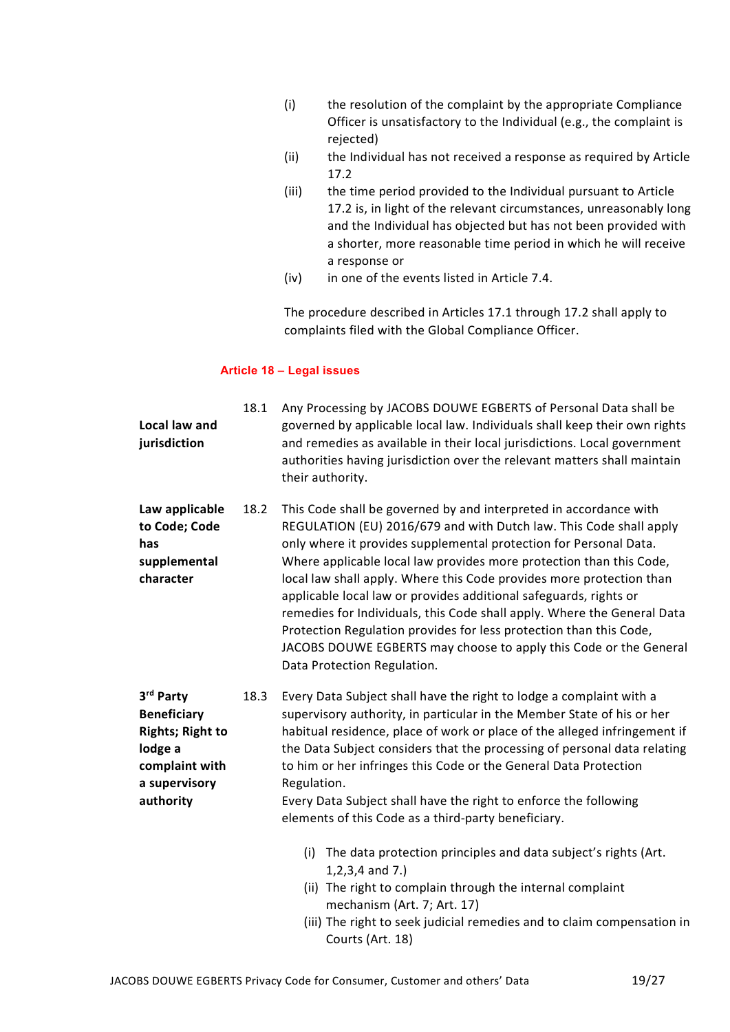(i) the resolution of the complaint by the appropriate Compliance Officer is unsatisfactory to the Individual (e.g., the complaint is rejected)

(ii) the Individual has not received a response as required by Article 17.2

(iii) the time period provided to the Individual pursuant to Article 17.2 is, in light of the relevant circumstances, unreasonably long and the Individual has objected but has not been provided with a shorter, more reasonable time period in which he will receive a response or

(iv) in one of the events listed in Article 7.4.

The procedure described in Articles 17.1 through 17.2 shall apply to complaints filed with the Global Compliance Officer.

## Article 18 – Legal issues

**Local law and jurisdiction**

18.1 Any Processing by JACOBS DOUWE EGBERTS of Personal Data shall be governed by applicable local law. Individuals shall keep their own rights and remedies as available in their local jurisdictions. Local government authorities having jurisdiction over the relevant matters shall maintain their authority.

**Law applicable to Code; Code has supplemental character**

18.2 This Code shall be governed by and interpreted in accordance with REGULATION (EU) 2016/679 and with Dutch law. This Code shall apply only where it provides supplemental protection for Personal Data. Where applicable local law provides more protection than this Code, local law shall apply. Where this Code provides more protection than applicable local law or provides additional safeguards, rights or remedies for Individuals, this Code shall apply. Where the General Data Protection Regulation provides for less protection than this Code, JACOBS DOUWE EGBERTS may choose to apply this Code or the General Data Protection Regulation.

**3rd Party Beneficiary Rights; Right to lodge a complaint with a supervisory authority**

18.3 Every Data Subject shall have the right to lodge a complaint with a supervisory authority, in particular in the Member State of his or her habitual residence, place of work or place of the alleged infringement if the Data Subject considers that the processing of personal data relating to him or her infringes this Code or the General Data Protection Regulation.
Every Data Subject shall have the right to enforce the following elements of this Code as a third-party beneficiary.

(i) The data protection principles and data subject's rights (Art. 1,2,3,4 and 7.)
(ii) The right to complain through the internal complaint mechanism (Art. 7; Art. 17)
(iii) The right to seek judicial remedies and to claim compensation in Courts (Art. 18)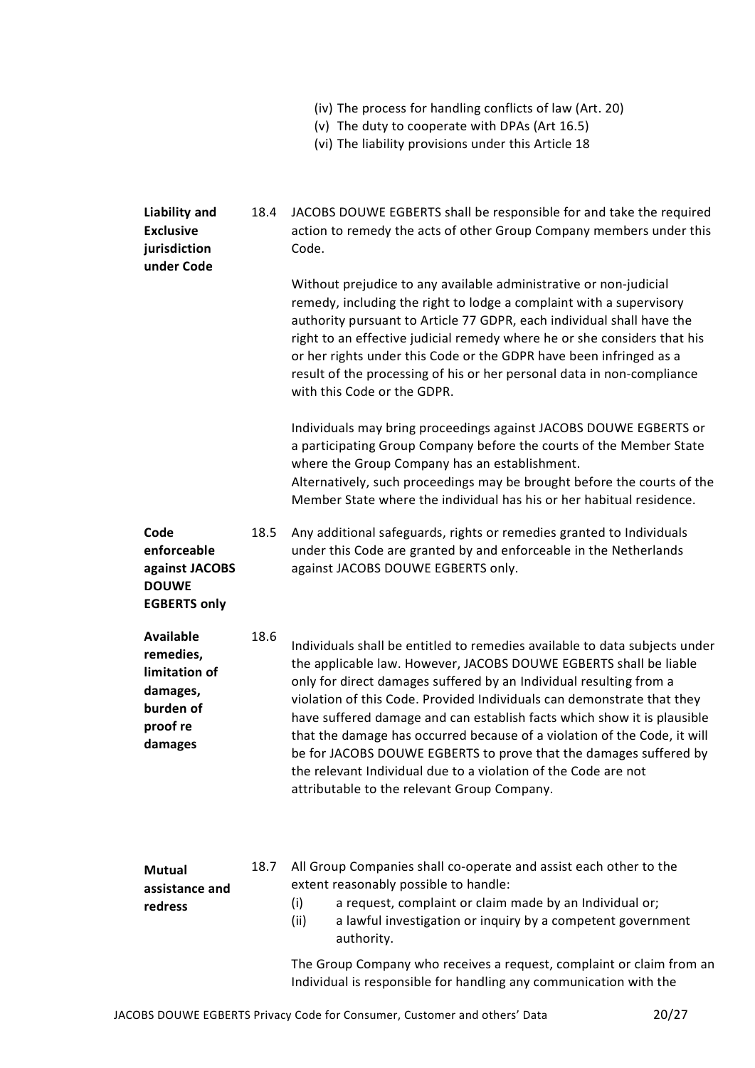(iv) The process for handling conflicts of law (Art. 20)
(v) The duty to cooperate with DPAs (Art 16.5)
(vi) The liability provisions under this Article 18

**Liability and Exclusive jurisdiction under Code**

18.4 JACOBS DOUWE EGBERTS shall be responsible for and take the required action to remedy the acts of other Group Company members under this Code.

Without prejudice to any available administrative or non-judicial remedy, including the right to lodge a complaint with a supervisory authority pursuant to Article 77 GDPR, each individual shall have the right to an effective judicial remedy where he or she considers that his or her rights under this Code or the GDPR have been infringed as a result of the processing of his or her personal data in non-compliance with this Code or the GDPR.

Individuals may bring proceedings against JACOBS DOUWE EGBERTS or a participating Group Company before the courts of the Member State where the Group Company has an establishment.
Alternatively, such proceedings may be brought before the courts of the Member State where the individual has his or her habitual residence.

**Code enforceable against JACOBS DOUWE EGBERTS only**

18.5 Any additional safeguards, rights or remedies granted to Individuals under this Code are granted by and enforceable in the Netherlands against JACOBS DOUWE EGBERTS only.

**Available remedies, limitation of damages, burden of proof re damages**

18.6 Individuals shall be entitled to remedies available to data subjects under the applicable law. However, JACOBS DOUWE EGBERTS shall be liable only for direct damages suffered by an Individual resulting from a violation of this Code. Provided Individuals can demonstrate that they have suffered damage and can establish facts which show it is plausible that the damage has occurred because of a violation of the Code, it will be for JACOBS DOUWE EGBERTS to prove that the damages suffered by the relevant Individual due to a violation of the Code are not attributable to the relevant Group Company.

**Mutual assistance and redress**

18.7 All Group Companies shall co-operate and assist each other to the extent reasonably possible to handle:

(i) a request, complaint or claim made by an Individual or;
(ii) a lawful investigation or inquiry by a competent government authority.

The Group Company who receives a request, complaint or claim from an Individual is responsible for handling any communication with the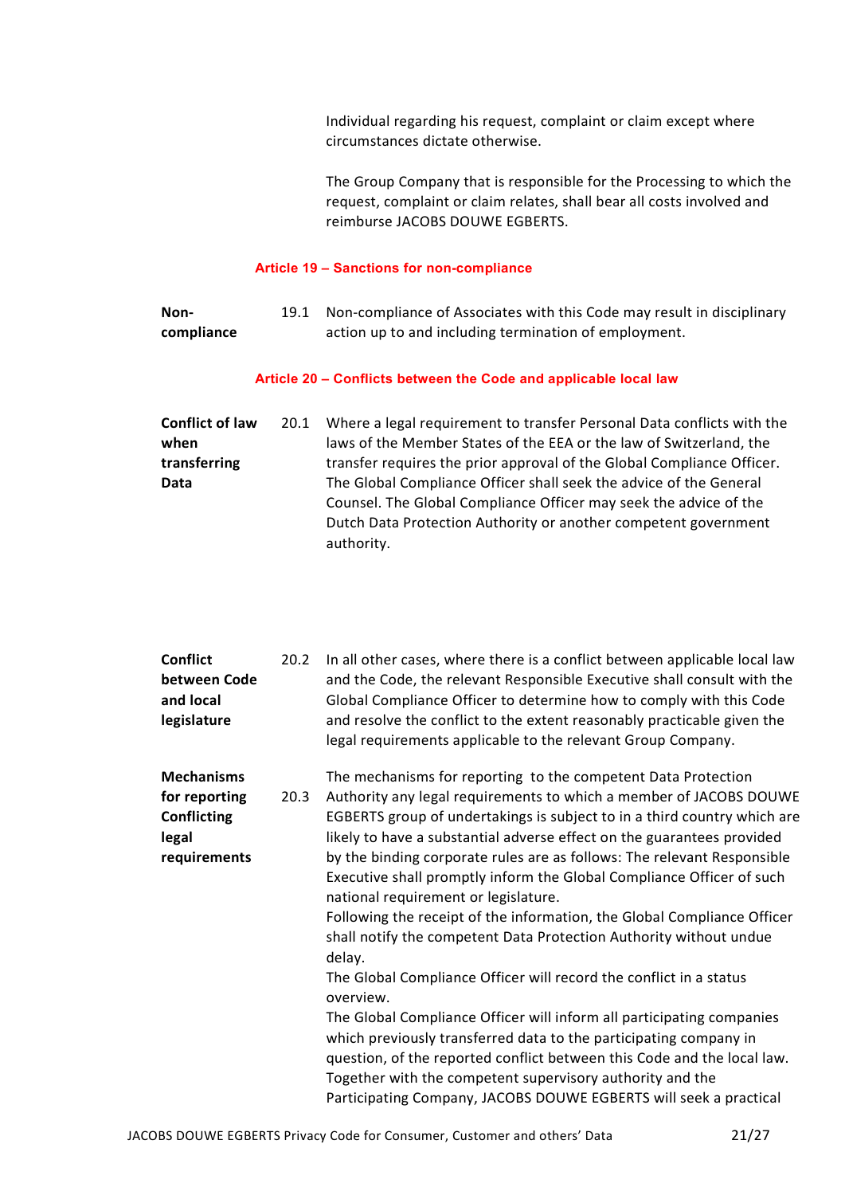Individual regarding his request, complaint or claim except where circumstances dictate otherwise.

The Group Company that is responsible for the Processing to which the request, complaint or claim relates, shall bear all costs involved and reimburse JACOBS DOUWE EGBERTS.

## Article 19 – Sanctions for non-compliance

**Non-compliance**

19.1 Non-compliance of Associates with this Code may result in disciplinary action up to and including termination of employment.

## Article 20 – Conflicts between the Code and applicable local law

**Conflict of law when transferring Data**

20.1 Where a legal requirement to transfer Personal Data conflicts with the laws of the Member States of the EEA or the law of Switzerland, the transfer requires the prior approval of the Global Compliance Officer. The Global Compliance Officer shall seek the advice of the General Counsel. The Global Compliance Officer may seek the advice of the Dutch Data Protection Authority or another competent government authority.

**Conflict between Code and local legislature**

20.2 In all other cases, where there is a conflict between applicable local law and the Code, the relevant Responsible Executive shall consult with the Global Compliance Officer to determine how to comply with this Code and resolve the conflict to the extent reasonably practicable given the legal requirements applicable to the relevant Group Company.

**Mechanisms for reporting Conflicting legal requirements**

20.3 The mechanisms for reporting to the competent Data Protection Authority any legal requirements to which a member of JACOBS DOUWE EGBERTS group of undertakings is subject to in a third country which are likely to have a substantial adverse effect on the guarantees provided by the binding corporate rules are as follows: The relevant Responsible Executive shall promptly inform the Global Compliance Officer of such national requirement or legislature.
Following the receipt of the information, the Global Compliance Officer shall notify the competent Data Protection Authority without undue delay.
The Global Compliance Officer will record the conflict in a status overview.
The Global Compliance Officer will inform all participating companies which previously transferred data to the participating company in question, of the reported conflict between this Code and the local law. Together with the competent supervisory authority and the Participating Company, JACOBS DOUWE EGBERTS will seek a practical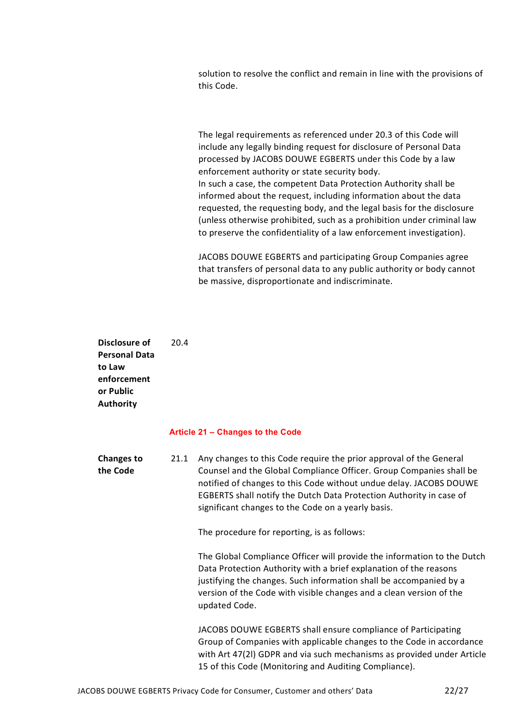solution to resolve the conflict and remain in line with the provisions of this Code.

The legal requirements as referenced under 20.3 of this Code will include any legally binding request for disclosure of Personal Data processed by JACOBS DOUWE EGBERTS under this Code by a law enforcement authority or state security body.
In such a case, the competent Data Protection Authority shall be informed about the request, including information about the data requested, the requesting body, and the legal basis for the disclosure (unless otherwise prohibited, such as a prohibition under criminal law to preserve the confidentiality of a law enforcement investigation).

JACOBS DOUWE EGBERTS and participating Group Companies agree that transfers of personal data to any public authority or body cannot be massive, disproportionate and indiscriminate.

**Disclosure of Personal Data to Law enforcement or Public Authority** 20.4

## Article 21 – Changes to the Code

**Changes to the Code** 21.1 Any changes to this Code require the prior approval of the General Counsel and the Global Compliance Officer. Group Companies shall be notified of changes to this Code without undue delay. JACOBS DOUWE EGBERTS shall notify the Dutch Data Protection Authority in case of significant changes to the Code on a yearly basis.

The procedure for reporting, is as follows:

The Global Compliance Officer will provide the information to the Dutch Data Protection Authority with a brief explanation of the reasons justifying the changes. Such information shall be accompanied by a version of the Code with visible changes and a clean version of the updated Code.

JACOBS DOUWE EGBERTS shall ensure compliance of Participating Group of Companies with applicable changes to the Code in accordance with Art 47(2l) GDPR and via such mechanisms as provided under Article 15 of this Code (Monitoring and Auditing Compliance).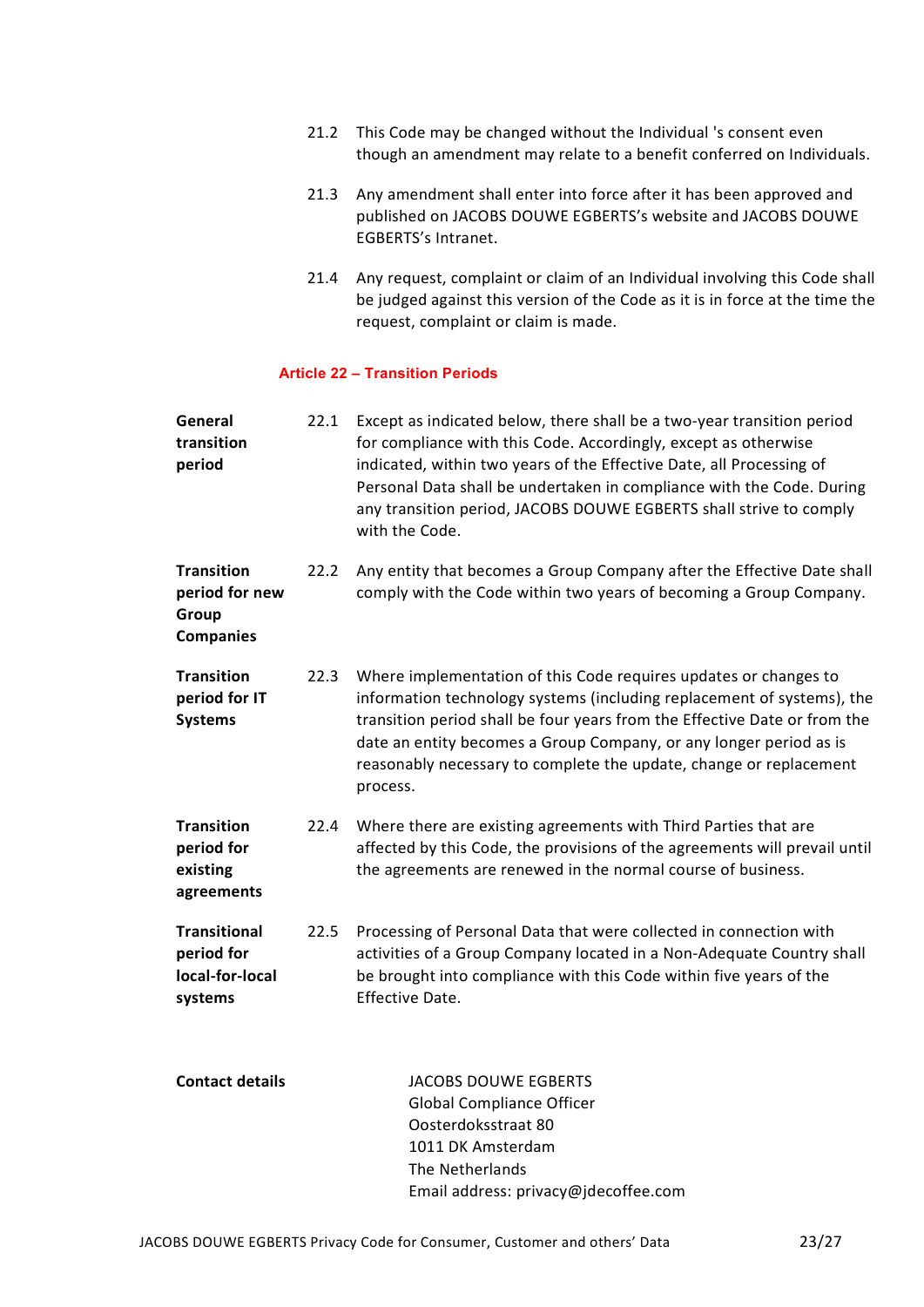21.2 This Code may be changed without the Individual 's consent even though an amendment may relate to a benefit conferred on Individuals.

21.3 Any amendment shall enter into force after it has been approved and published on JACOBS DOUWE EGBERTS's website and JACOBS DOUWE EGBERTS's Intranet.

21.4 Any request, complaint or claim of an Individual involving this Code shall be judged against this version of the Code as it is in force at the time the request, complaint or claim is made.

## Article 22 – Transition Periods

**General transition period**

22.1 Except as indicated below, there shall be a two-year transition period for compliance with this Code. Accordingly, except as otherwise indicated, within two years of the Effective Date, all Processing of Personal Data shall be undertaken in compliance with the Code. During any transition period, JACOBS DOUWE EGBERTS shall strive to comply with the Code.

**Transition period for new Group Companies**

22.2 Any entity that becomes a Group Company after the Effective Date shall comply with the Code within two years of becoming a Group Company.

**Transition period for IT Systems**

22.3 Where implementation of this Code requires updates or changes to information technology systems (including replacement of systems), the transition period shall be four years from the Effective Date or from the date an entity becomes a Group Company, or any longer period as is reasonably necessary to complete the update, change or replacement process.

**Transition period for existing agreements**

22.4 Where there are existing agreements with Third Parties that are affected by this Code, the provisions of the agreements will prevail until the agreements are renewed in the normal course of business.

**Transitional period for local-for-local systems**

22.5 Processing of Personal Data that were collected in connection with activities of a Group Company located in a Non-Adequate Country shall be brought into compliance with this Code within five years of the Effective Date.

**Contact details**

JACOBS DOUWE EGBERTS
Global Compliance Officer
Oosterdoksstraat 80
1011 DK Amsterdam
The Netherlands
Email address: privacy@jdecoffee.com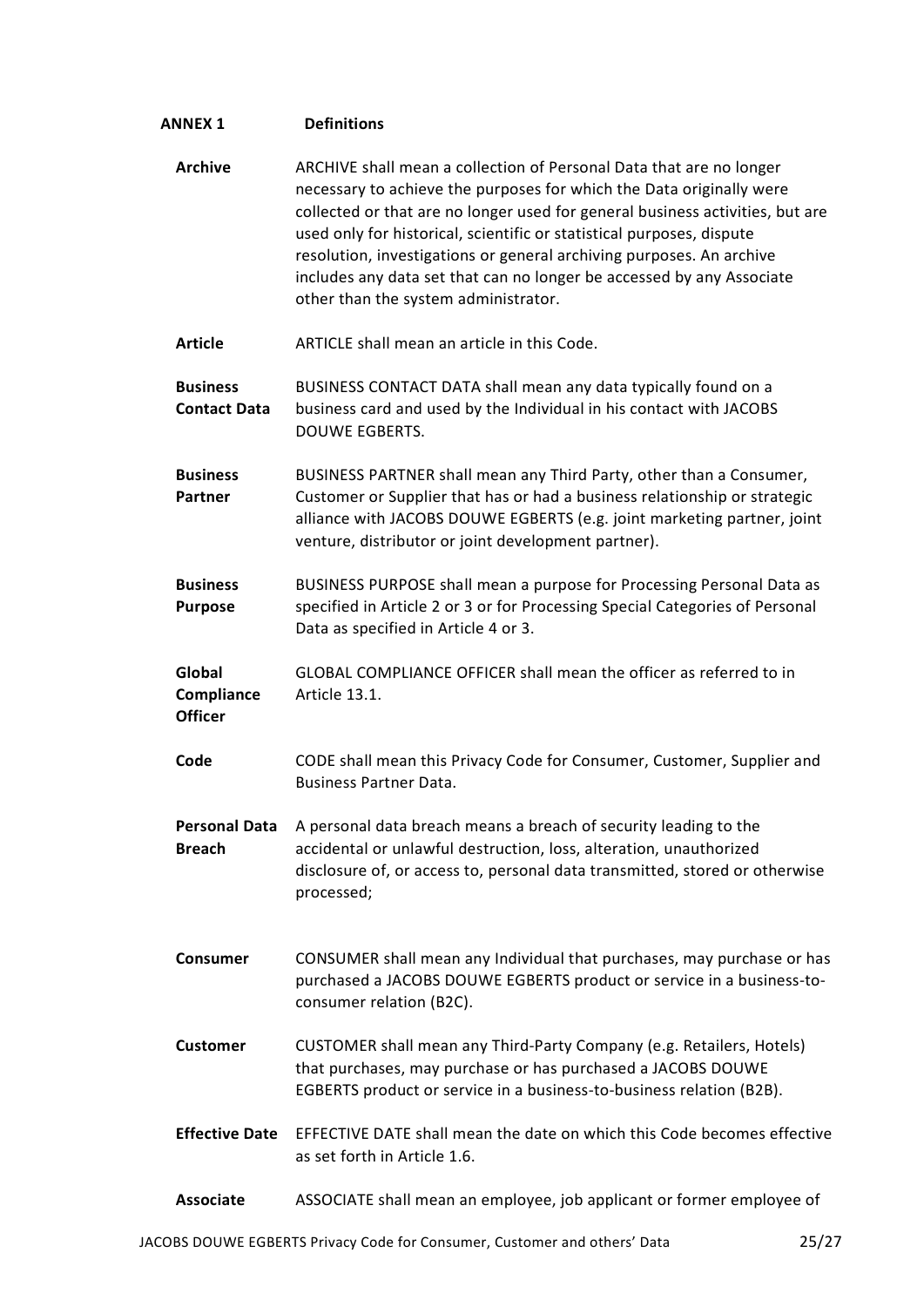## ANNEX 1 Definitions

**Archive** ARCHIVE shall mean a collection of Personal Data that are no longer necessary to achieve the purposes for which the Data originally were collected or that are no longer used for general business activities, but are used only for historical, scientific or statistical purposes, dispute resolution, investigations or general archiving purposes. An archive includes any data set that can no longer be accessed by any Associate other than the system administrator.

**Article** ARTICLE shall mean an article in this Code.

**Business Contact Data** BUSINESS CONTACT DATA shall mean any data typically found on a business card and used by the Individual in his contact with JACOBS DOUWE EGBERTS.

**Business Partner** BUSINESS PARTNER shall mean any Third Party, other than a Consumer, Customer or Supplier that has or had a business relationship or strategic alliance with JACOBS DOUWE EGBERTS (e.g. joint marketing partner, joint venture, distributor or joint development partner).

**Business Purpose** BUSINESS PURPOSE shall mean a purpose for Processing Personal Data as specified in Article 2 or 3 or for Processing Special Categories of Personal Data as specified in Article 4 or 3.

**Global Compliance Officer** GLOBAL COMPLIANCE OFFICER shall mean the officer as referred to in Article 13.1.

**Code** CODE shall mean this Privacy Code for Consumer, Customer, Supplier and Business Partner Data.

**Personal Data Breach** A personal data breach means a breach of security leading to the accidental or unlawful destruction, loss, alteration, unauthorized disclosure of, or access to, personal data transmitted, stored or otherwise processed;

**Consumer** CONSUMER shall mean any Individual that purchases, may purchase or has purchased a JACOBS DOUWE EGBERTS product or service in a business-to-consumer relation (B2C).

**Customer** CUSTOMER shall mean any Third-Party Company (e.g. Retailers, Hotels) that purchases, may purchase or has purchased a JACOBS DOUWE EGBERTS product or service in a business-to-business relation (B2B).

**Effective Date** EFFECTIVE DATE shall mean the date on which this Code becomes effective as set forth in Article 1.6.

**Associate** ASSOCIATE shall mean an employee, job applicant or former employee of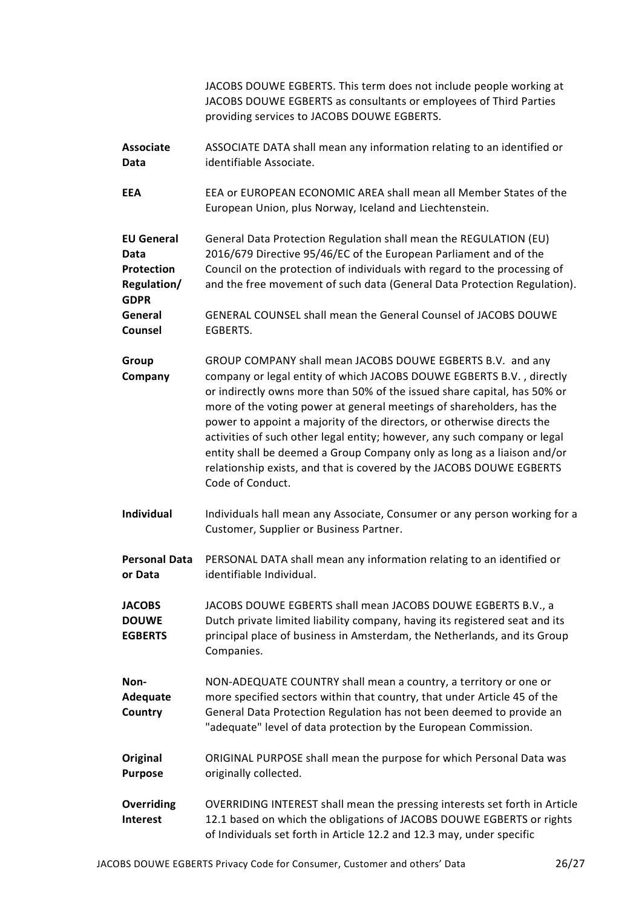| | |
|---|---|
| | JACOBS DOUWE EGBERTS. This term does not include people working at JACOBS DOUWE EGBERTS as consultants or employees of Third Parties providing services to JACOBS DOUWE EGBERTS. |
| **Associate Data** | ASSOCIATE DATA shall mean any information relating to an identified or identifiable Associate. |
| **EEA** | EEA or EUROPEAN ECONOMIC AREA shall mean all Member States of the European Union, plus Norway, Iceland and Liechtenstein. |
| **EU General Data Protection Regulation/ GDPR** | General Data Protection Regulation shall mean the REGULATION (EU) 2016/679 Directive 95/46/EC of the European Parliament and of the Council on the protection of individuals with regard to the processing of and the free movement of such data (General Data Protection Regulation). |
| **General Counsel** | GENERAL COUNSEL shall mean the General Counsel of JACOBS DOUWE EGBERTS. |
| **Group Company** | GROUP COMPANY shall mean JACOBS DOUWE EGBERTS B.V. and any company or legal entity of which JACOBS DOUWE EGBERTS B.V. , directly or indirectly owns more than 50% of the issued share capital, has 50% or more of the voting power at general meetings of shareholders, has the power to appoint a majority of the directors, or otherwise directs the activities of such other legal entity; however, any such company or legal entity shall be deemed a Group Company only as long as a liaison and/or relationship exists, and that is covered by the JACOBS DOUWE EGBERTS Code of Conduct. |
| **Individual** | Individuals hall mean any Associate, Consumer or any person working for a Customer, Supplier or Business Partner. |
| **Personal Data or Data** | PERSONAL DATA shall mean any information relating to an identified or identifiable Individual. |
| **JACOBS DOUWE EGBERTS** | JACOBS DOUWE EGBERTS shall mean JACOBS DOUWE EGBERTS B.V., a Dutch private limited liability company, having its registered seat and its principal place of business in Amsterdam, the Netherlands, and its Group Companies. |
| **Non-Adequate Country** | NON-ADEQUATE COUNTRY shall mean a country, a territory or one or more specified sectors within that country, that under Article 45 of the General Data Protection Regulation has not been deemed to provide an "adequate" level of data protection by the European Commission. |
| **Original Purpose** | ORIGINAL PURPOSE shall mean the purpose for which Personal Data was originally collected. |
| **Overriding Interest** | OVERRIDING INTEREST shall mean the pressing interests set forth in Article 12.1 based on which the obligations of JACOBS DOUWE EGBERTS or rights of Individuals set forth in Article 12.2 and 12.3 may, under specific |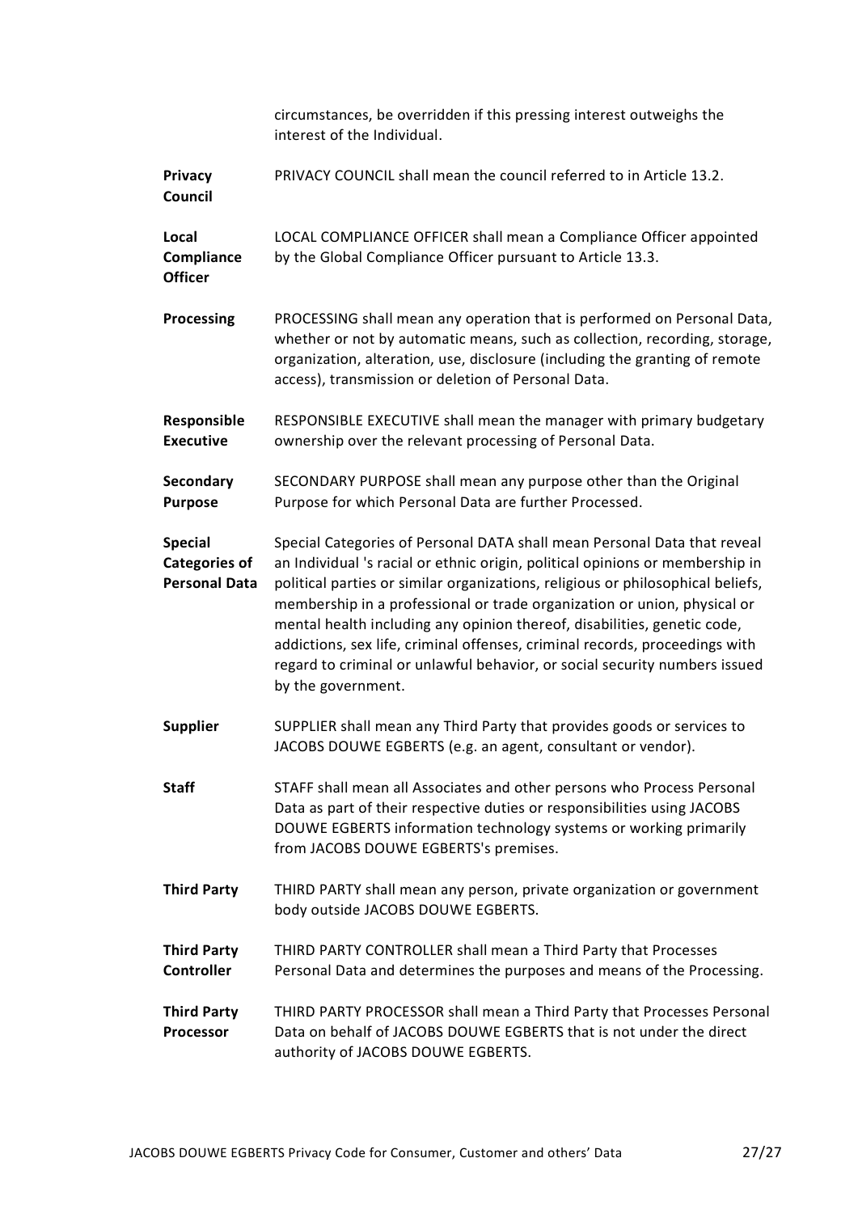circumstances, be overridden if this pressing interest outweighs the interest of the Individual.

| | |
|---|---|
| **Privacy Council** | PRIVACY COUNCIL shall mean the council referred to in Article 13.2. |
| **Local Compliance Officer** | LOCAL COMPLIANCE OFFICER shall mean a Compliance Officer appointed by the Global Compliance Officer pursuant to Article 13.3. |
| **Processing** | PROCESSING shall mean any operation that is performed on Personal Data, whether or not by automatic means, such as collection, recording, storage, organization, alteration, use, disclosure (including the granting of remote access), transmission or deletion of Personal Data. |
| **Responsible Executive** | RESPONSIBLE EXECUTIVE shall mean the manager with primary budgetary ownership over the relevant processing of Personal Data. |
| **Secondary Purpose** | SECONDARY PURPOSE shall mean any purpose other than the Original Purpose for which Personal Data are further Processed. |
| **Special Categories of Personal Data** | Special Categories of Personal DATA shall mean Personal Data that reveal an Individual 's racial or ethnic origin, political opinions or membership in political parties or similar organizations, religious or philosophical beliefs, membership in a professional or trade organization or union, physical or mental health including any opinion thereof, disabilities, genetic code, addictions, sex life, criminal offenses, criminal records, proceedings with regard to criminal or unlawful behavior, or social security numbers issued by the government. |
| **Supplier** | SUPPLIER shall mean any Third Party that provides goods or services to JACOBS DOUWE EGBERTS (e.g. an agent, consultant or vendor). |
| **Staff** | STAFF shall mean all Associates and other persons who Process Personal Data as part of their respective duties or responsibilities using JACOBS DOUWE EGBERTS information technology systems or working primarily from JACOBS DOUWE EGBERTS's premises. |
| **Third Party** | THIRD PARTY shall mean any person, private organization or government body outside JACOBS DOUWE EGBERTS. |
| **Third Party Controller** | THIRD PARTY CONTROLLER shall mean a Third Party that Processes Personal Data and determines the purposes and means of the Processing. |
| **Third Party Processor** | THIRD PARTY PROCESSOR shall mean a Third Party that Processes Personal Data on behalf of JACOBS DOUWE EGBERTS that is not under the direct authority of JACOBS DOUWE EGBERTS. |